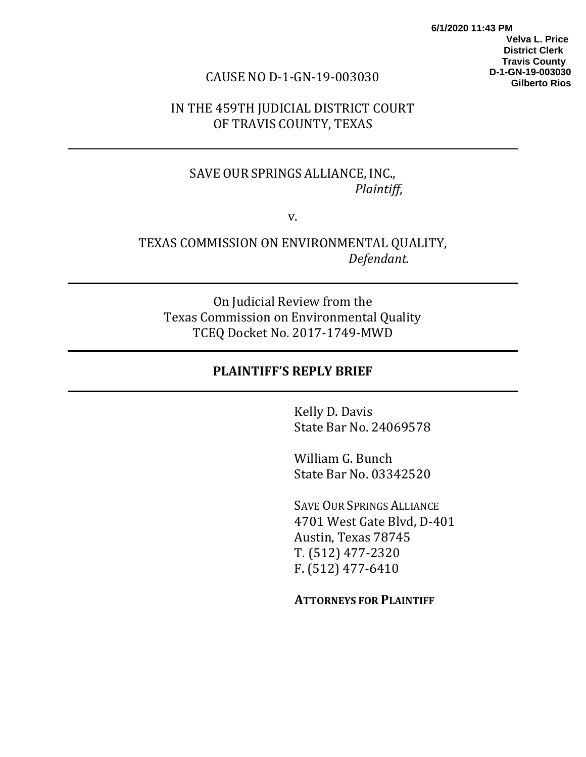6/1/2020 11:43 PM
Velva L. Price
District Clerk
Travis County
D-1-GN-19-003030
Gilberto Rios

CAUSE NO D-1-GN-19-003030

IN THE 459TH JUDICIAL DISTRICT COURT
OF TRAVIS COUNTY, TEXAS

---

SAVE OUR SPRINGS ALLIANCE, INC.,
*Plaintiff*,

v.

TEXAS COMMISSION ON ENVIRONMENTAL QUALITY,
*Defendant.*

---

On Judicial Review from the
Texas Commission on Environmental Quality
TCEQ Docket No. 2017-1749-MWD

---

**PLAINTIFF'S REPLY BRIEF**

---

Kelly D. Davis
State Bar No. 24069578

William G. Bunch
State Bar No. 03342520

SAVE OUR SPRINGS ALLIANCE
4701 West Gate Blvd, D-401
Austin, Texas 78745
T. (512) 477-2320
F. (512) 477-6410

**ATTORNEYS FOR PLAINTIFF**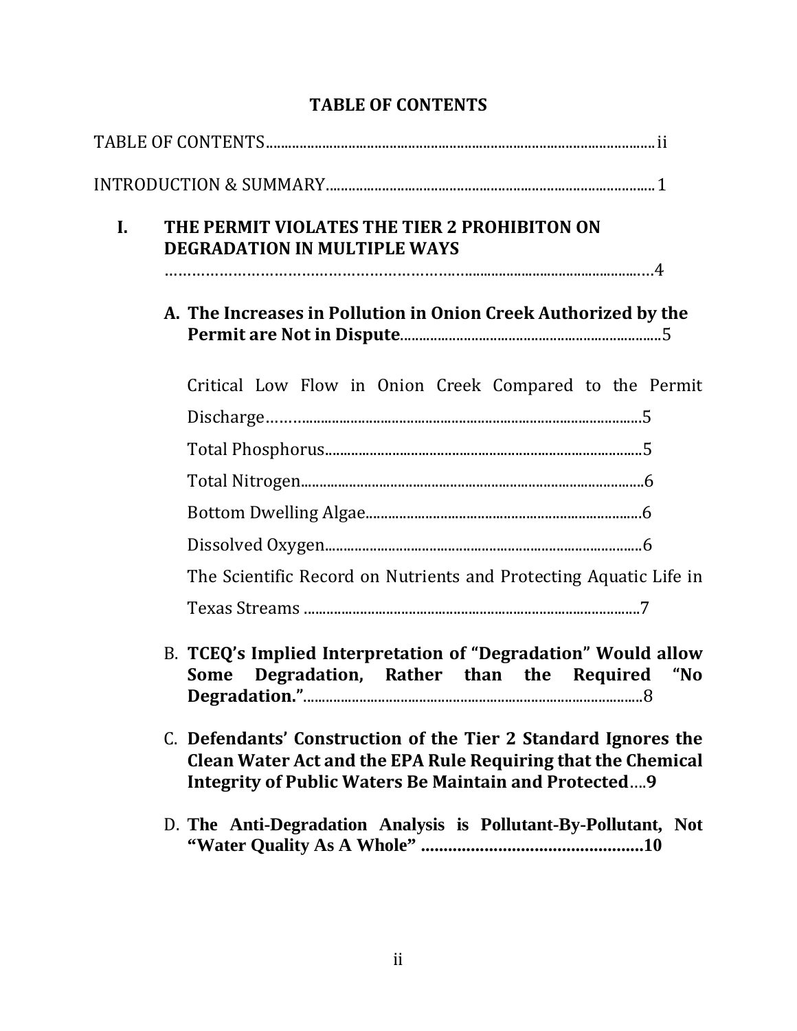**TABLE OF CONTENTS**

TABLE OF CONTENTS.......................................................................................................ii

INTRODUCTION & SUMMARY.......................................................................................1

**I. THE PERMIT VIOLATES THE TIER 2 PROHIBITON ON DEGRADATION IN MULTIPLE WAYS** ........................................................................................................4

**A. The Increases in Pollution in Onion Creek Authorized by the Permit are Not in Dispute**.......................................................................5

Critical Low Flow in Onion Creek Compared to the Permit Discharge.......................................................................................................5

Total Phosphorus...........................................................................................5

Total Nitrogen................................................................................................6

Bottom Dwelling Algae................................................................................6

Dissolved Oxygen..........................................................................................6

The Scientific Record on Nutrients and Protecting Aquatic Life in Texas Streams ............................................................................................7

B. **TCEQ's Implied Interpretation of "Degradation" Would allow Some Degradation, Rather than the Required "No Degradation."**..................................................................................................8

C. **Defendants' Construction of the Tier 2 Standard Ignores the Clean Water Act and the EPA Rule Requiring that the Chemical Integrity of Public Waters Be Maintain and Protected**....**9**

D. **The Anti-Degradation Analysis is Pollutant-By-Pollutant, Not "Water Quality As A Whole" .................................................10**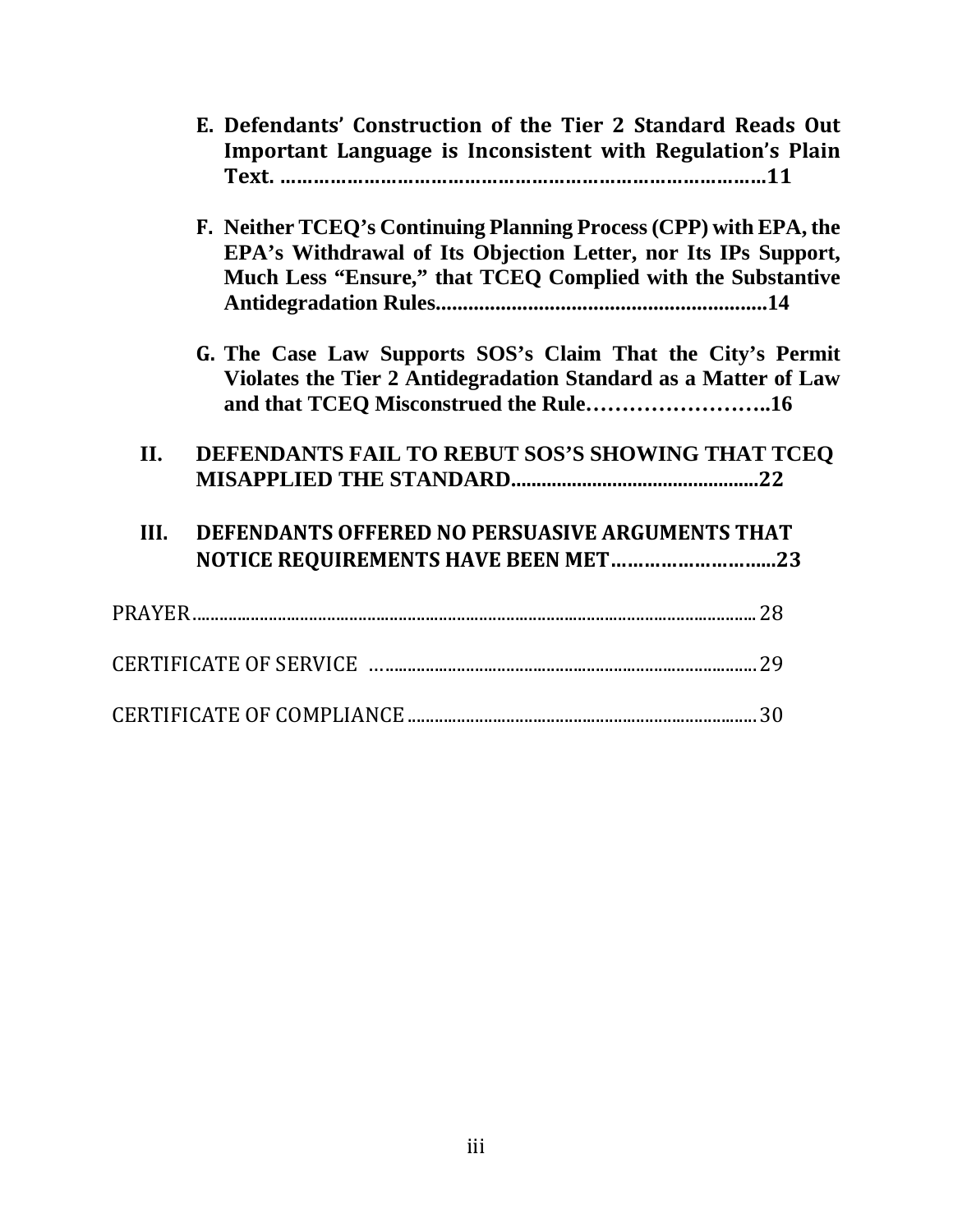**E. Defendants' Construction of the Tier 2 Standard Reads Out Important Language is Inconsistent with Regulation's Plain Text. ……………………………………………………………………………11**

**F. Neither TCEQ's Continuing Planning Process (CPP) with EPA, the EPA's Withdrawal of Its Objection Letter, nor Its IPs Support, Much Less "Ensure," that TCEQ Complied with the Substantive Antidegradation Rules..............................................................14**

**G. The Case Law Supports SOS's Claim That the City's Permit Violates the Tier 2 Antidegradation Standard as a Matter of Law and that TCEQ Misconstrued the Rule……………………..16**

**II. DEFENDANTS FAIL TO REBUT SOS'S SHOWING THAT TCEQ MISAPPLIED THE STANDARD.................................................22**

**III. DEFENDANTS OFFERED NO PERSUASIVE ARGUMENTS THAT NOTICE REQUIREMENTS HAVE BEEN MET……………………….....23**

PRAYER.......................................................................................................................... 28

CERTIFICATE OF SERVICE …................................................................................. 29

CERTIFICATE OF COMPLIANCE ........................................................................... 30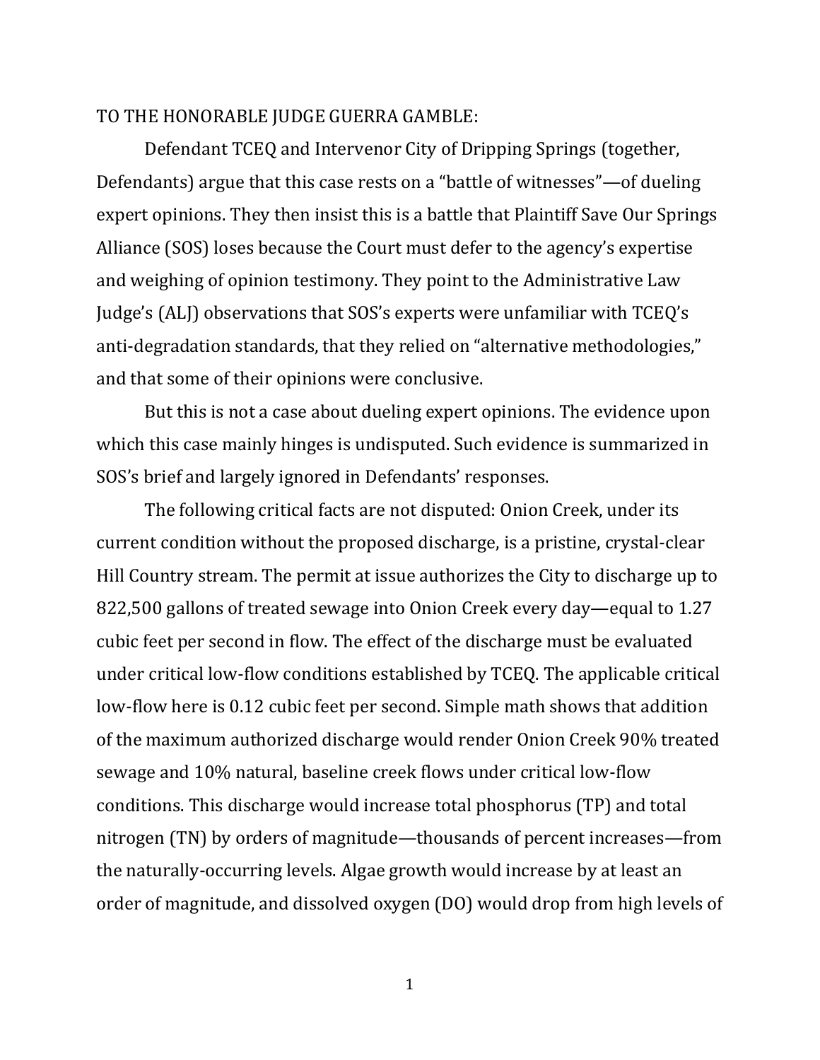TO THE HONORABLE JUDGE GUERRA GAMBLE:

Defendant TCEQ and Intervenor City of Dripping Springs (together, Defendants) argue that this case rests on a "battle of witnesses"—of dueling expert opinions. They then insist this is a battle that Plaintiff Save Our Springs Alliance (SOS) loses because the Court must defer to the agency's expertise and weighing of opinion testimony. They point to the Administrative Law Judge's (ALJ) observations that SOS's experts were unfamiliar with TCEQ's anti-degradation standards, that they relied on "alternative methodologies," and that some of their opinions were conclusive.

But this is not a case about dueling expert opinions. The evidence upon which this case mainly hinges is undisputed. Such evidence is summarized in SOS's brief and largely ignored in Defendants' responses.

The following critical facts are not disputed: Onion Creek, under its current condition without the proposed discharge, is a pristine, crystal-clear Hill Country stream. The permit at issue authorizes the City to discharge up to 822,500 gallons of treated sewage into Onion Creek every day—equal to 1.27 cubic feet per second in flow. The effect of the discharge must be evaluated under critical low-flow conditions established by TCEQ. The applicable critical low-flow here is 0.12 cubic feet per second. Simple math shows that addition of the maximum authorized discharge would render Onion Creek 90% treated sewage and 10% natural, baseline creek flows under critical low-flow conditions. This discharge would increase total phosphorus (TP) and total nitrogen (TN) by orders of magnitude—thousands of percent increases—from the naturally-occurring levels. Algae growth would increase by at least an order of magnitude, and dissolved oxygen (DO) would drop from high levels of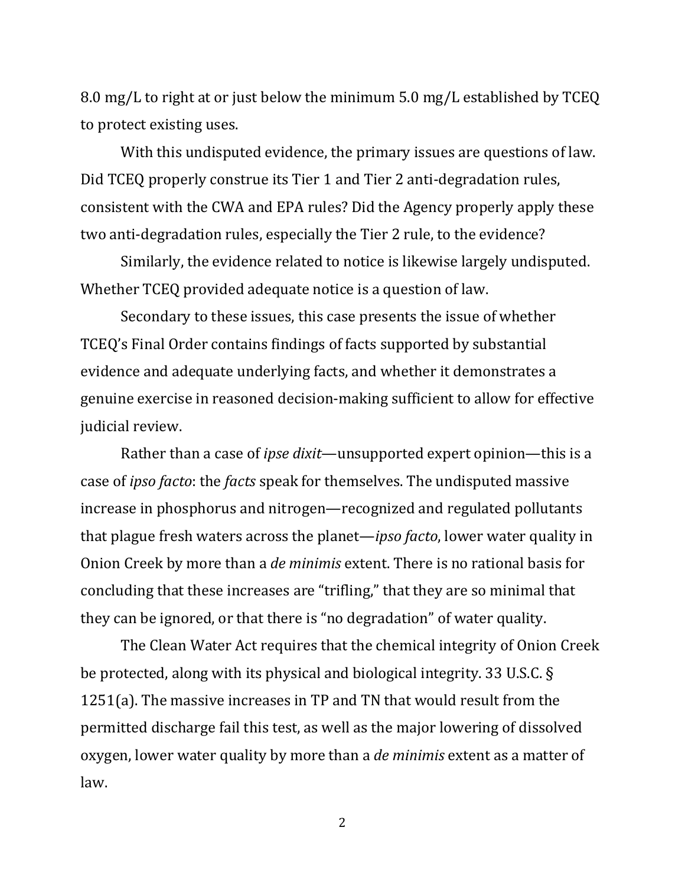8.0 mg/L to right at or just below the minimum 5.0 mg/L established by TCEQ to protect existing uses.

With this undisputed evidence, the primary issues are questions of law. Did TCEQ properly construe its Tier 1 and Tier 2 anti-degradation rules, consistent with the CWA and EPA rules? Did the Agency properly apply these two anti-degradation rules, especially the Tier 2 rule, to the evidence?

Similarly, the evidence related to notice is likewise largely undisputed. Whether TCEQ provided adequate notice is a question of law.

Secondary to these issues, this case presents the issue of whether TCEQ's Final Order contains findings of facts supported by substantial evidence and adequate underlying facts, and whether it demonstrates a genuine exercise in reasoned decision-making sufficient to allow for effective judicial review.

Rather than a case of *ipse dixit*—unsupported expert opinion—this is a case of *ipso facto*: the *facts* speak for themselves. The undisputed massive increase in phosphorus and nitrogen—recognized and regulated pollutants that plague fresh waters across the planet—*ipso facto*, lower water quality in Onion Creek by more than a *de minimis* extent. There is no rational basis for concluding that these increases are "trifling," that they are so minimal that they can be ignored, or that there is "no degradation" of water quality.

The Clean Water Act requires that the chemical integrity of Onion Creek be protected, along with its physical and biological integrity. 33 U.S.C. § 1251(a). The massive increases in TP and TN that would result from the permitted discharge fail this test, as well as the major lowering of dissolved oxygen, lower water quality by more than a *de minimis* extent as a matter of law.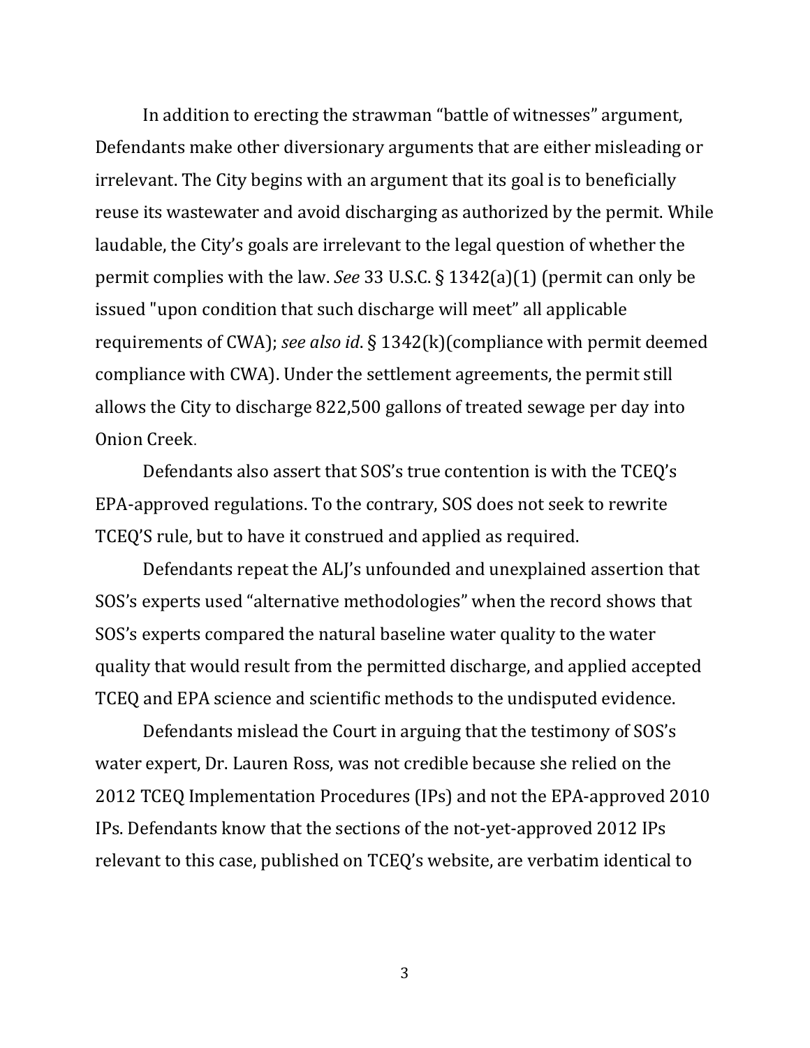In addition to erecting the strawman "battle of witnesses" argument, Defendants make other diversionary arguments that are either misleading or irrelevant. The City begins with an argument that its goal is to beneficially reuse its wastewater and avoid discharging as authorized by the permit. While laudable, the City's goals are irrelevant to the legal question of whether the permit complies with the law. *See* 33 U.S.C. § 1342(a)(1) (permit can only be issued "upon condition that such discharge will meet" all applicable requirements of CWA); *see also id*. § 1342(k)(compliance with permit deemed compliance with CWA). Under the settlement agreements, the permit still allows the City to discharge 822,500 gallons of treated sewage per day into Onion Creek.

Defendants also assert that SOS's true contention is with the TCEQ's EPA-approved regulations. To the contrary, SOS does not seek to rewrite TCEQ'S rule, but to have it construed and applied as required.

Defendants repeat the ALJ's unfounded and unexplained assertion that SOS's experts used "alternative methodologies" when the record shows that SOS's experts compared the natural baseline water quality to the water quality that would result from the permitted discharge, and applied accepted TCEQ and EPA science and scientific methods to the undisputed evidence.

Defendants mislead the Court in arguing that the testimony of SOS's water expert, Dr. Lauren Ross, was not credible because she relied on the 2012 TCEQ Implementation Procedures (IPs) and not the EPA-approved 2010 IPs. Defendants know that the sections of the not-yet-approved 2012 IPs relevant to this case, published on TCEQ's website, are verbatim identical to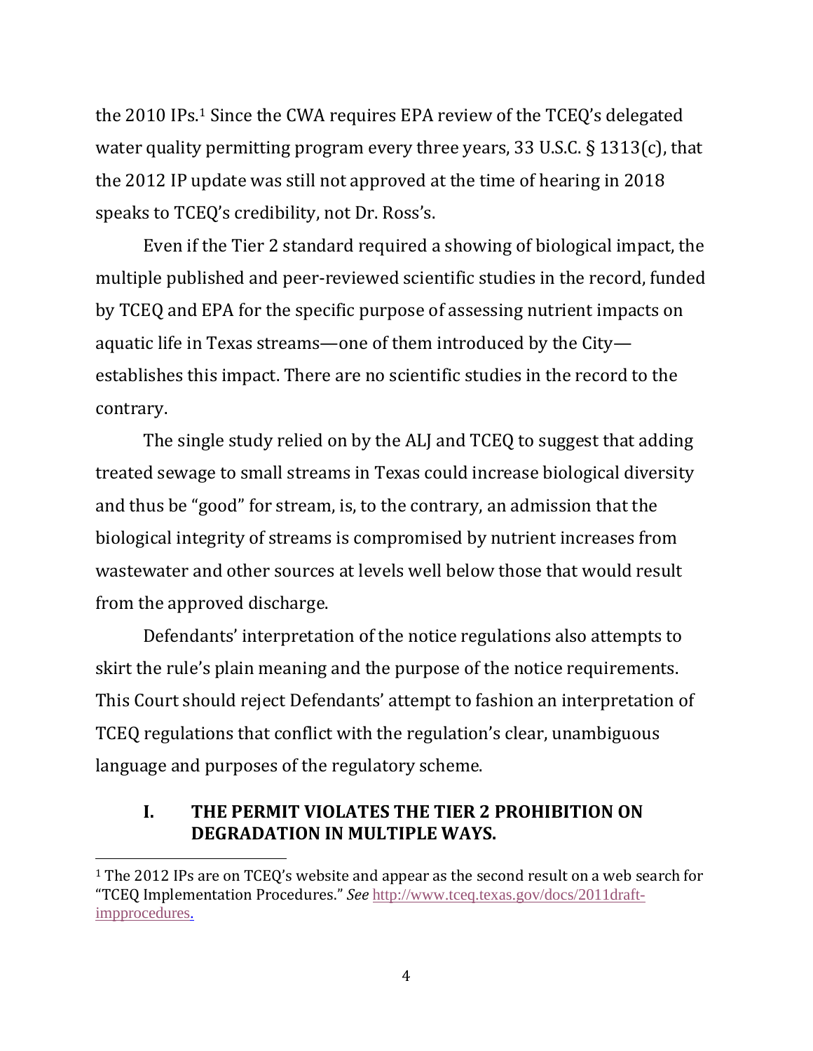the 2010 IPs.[1] Since the CWA requires EPA review of the TCEQ's delegated water quality permitting program every three years, 33 U.S.C. § 1313(c), that the 2012 IP update was still not approved at the time of hearing in 2018 speaks to TCEQ's credibility, not Dr. Ross's.

Even if the Tier 2 standard required a showing of biological impact, the multiple published and peer-reviewed scientific studies in the record, funded by TCEQ and EPA for the specific purpose of assessing nutrient impacts on aquatic life in Texas streams—one of them introduced by the City—establishes this impact. There are no scientific studies in the record to the contrary.

The single study relied on by the ALJ and TCEQ to suggest that adding treated sewage to small streams in Texas could increase biological diversity and thus be "good" for stream, is, to the contrary, an admission that the biological integrity of streams is compromised by nutrient increases from wastewater and other sources at levels well below those that would result from the approved discharge.

Defendants' interpretation of the notice regulations also attempts to skirt the rule's plain meaning and the purpose of the notice requirements. This Court should reject Defendants' attempt to fashion an interpretation of TCEQ regulations that conflict with the regulation's clear, unambiguous language and purposes of the regulatory scheme.

## I. THE PERMIT VIOLATES THE TIER 2 PROHIBITION ON DEGRADATION IN MULTIPLE WAYS.

---

[1] The 2012 IPs are on TCEQ's website and appear as the second result on a web search for "TCEQ Implementation Procedures." *See* http://www.tceq.texas.gov/docs/2011draft-impprocedures.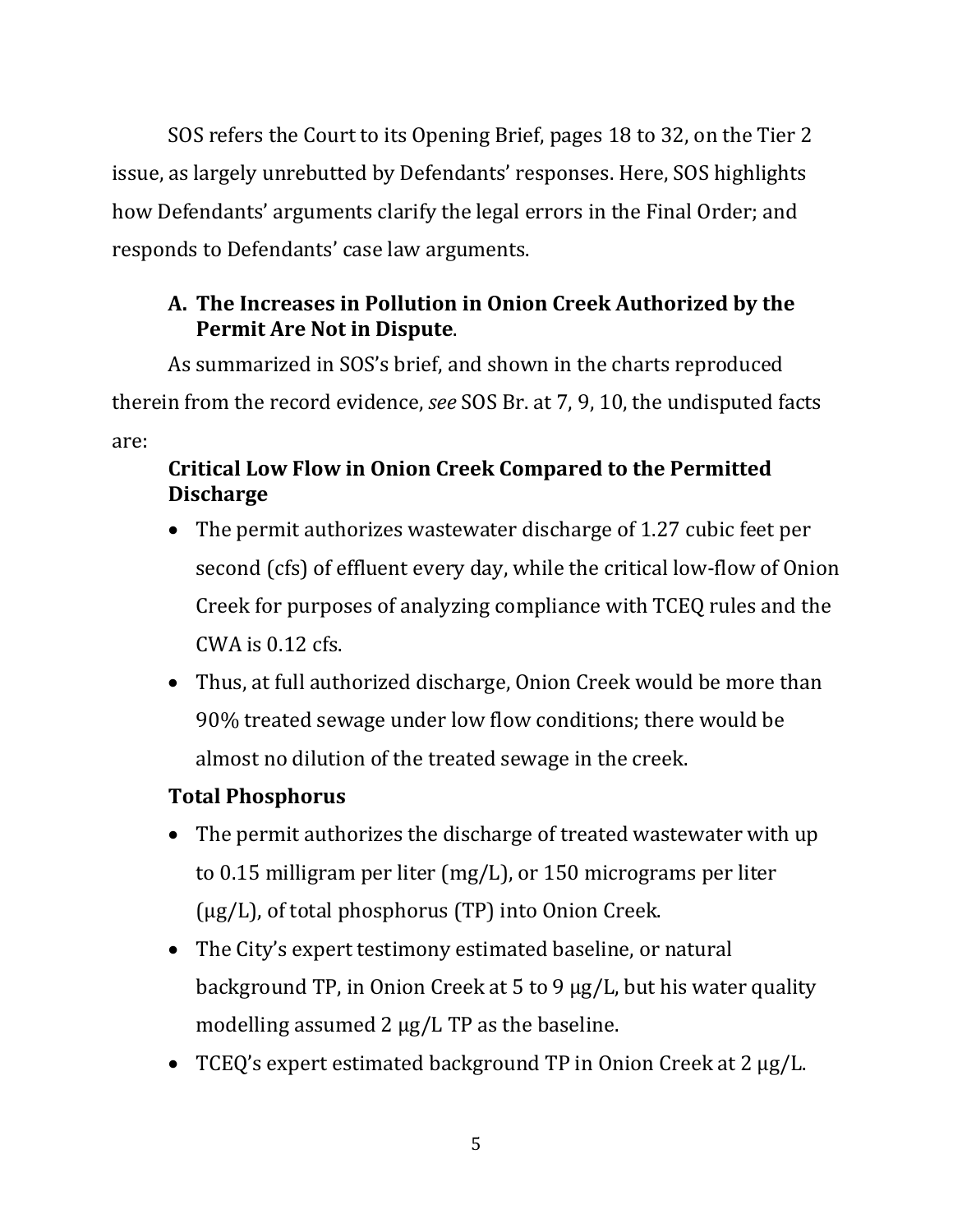SOS refers the Court to its Opening Brief, pages 18 to 32, on the Tier 2 issue, as largely unrebutted by Defendants' responses. Here, SOS highlights how Defendants' arguments clarify the legal errors in the Final Order; and responds to Defendants' case law arguments.

### A. The Increases in Pollution in Onion Creek Authorized by the Permit Are Not in Dispute.

As summarized in SOS's brief, and shown in the charts reproduced therein from the record evidence, *see* SOS Br. at 7, 9, 10, the undisputed facts are:

**Critical Low Flow in Onion Creek Compared to the Permitted Discharge**

- The permit authorizes wastewater discharge of 1.27 cubic feet per second (cfs) of effluent every day, while the critical low-flow of Onion Creek for purposes of analyzing compliance with TCEQ rules and the CWA is 0.12 cfs.
- Thus, at full authorized discharge, Onion Creek would be more than 90% treated sewage under low flow conditions; there would be almost no dilution of the treated sewage in the creek.

**Total Phosphorus**

- The permit authorizes the discharge of treated wastewater with up to 0.15 milligram per liter (mg/L), or 150 micrograms per liter (μg/L), of total phosphorus (TP) into Onion Creek.
- The City's expert testimony estimated baseline, or natural background TP, in Onion Creek at 5 to 9 μg/L, but his water quality modelling assumed 2 μg/L TP as the baseline.
- TCEQ's expert estimated background TP in Onion Creek at 2 μg/L.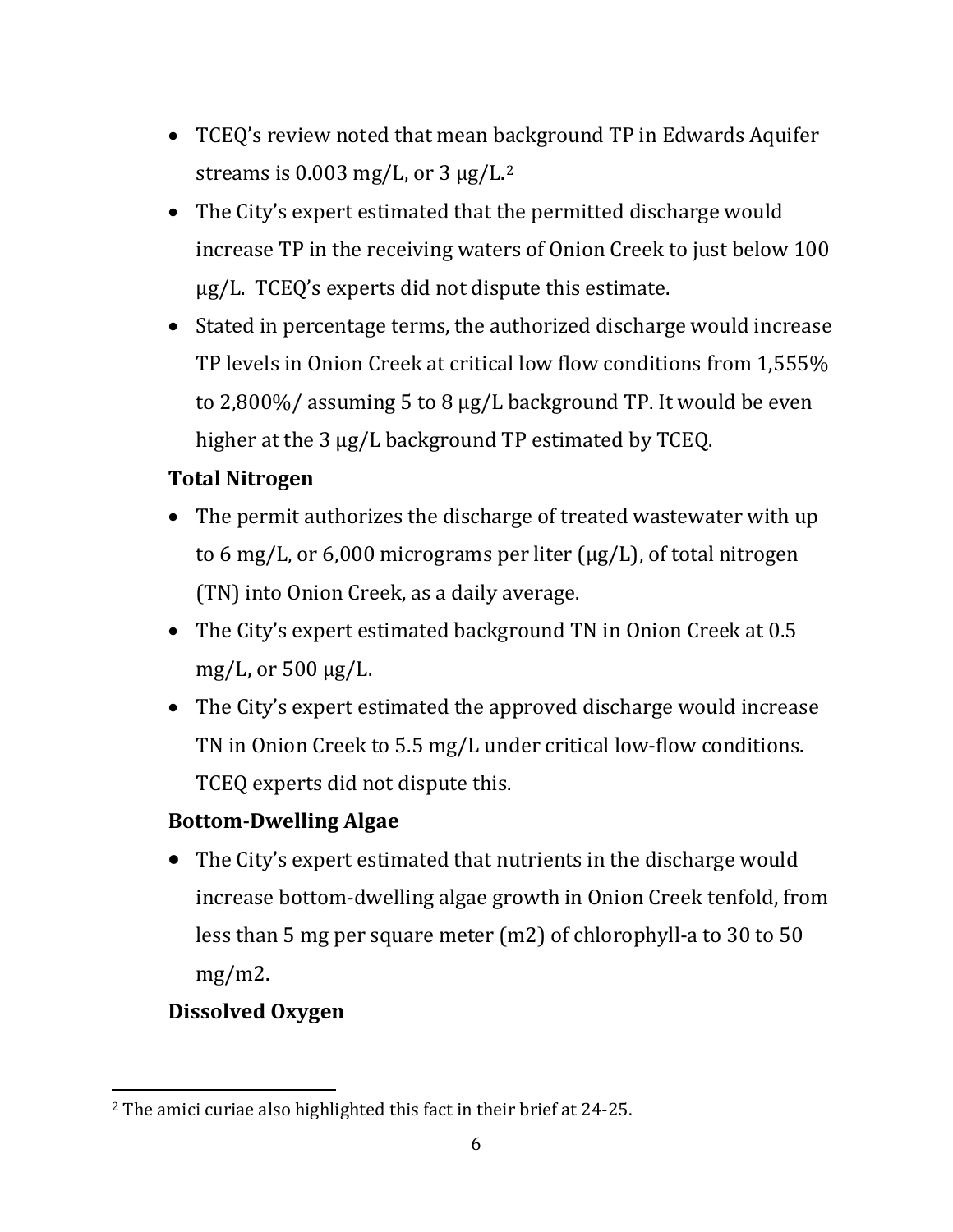- TCEQ's review noted that mean background TP in Edwards Aquifer streams is 0.003 mg/L, or 3 µg/L.[2]
- The City's expert estimated that the permitted discharge would increase TP in the receiving waters of Onion Creek to just below 100 µg/L. TCEQ's experts did not dispute this estimate.
- Stated in percentage terms, the authorized discharge would increase TP levels in Onion Creek at critical low flow conditions from 1,555% to 2,800%/ assuming 5 to 8 µg/L background TP. It would be even higher at the 3 µg/L background TP estimated by TCEQ.

**Total Nitrogen**

- The permit authorizes the discharge of treated wastewater with up to 6 mg/L, or 6,000 micrograms per liter (µg/L), of total nitrogen (TN) into Onion Creek, as a daily average.
- The City's expert estimated background TN in Onion Creek at 0.5 mg/L, or 500 µg/L.
- The City's expert estimated the approved discharge would increase TN in Onion Creek to 5.5 mg/L under critical low-flow conditions. TCEQ experts did not dispute this.

**Bottom-Dwelling Algae**

- The City's expert estimated that nutrients in the discharge would increase bottom-dwelling algae growth in Onion Creek tenfold, from less than 5 mg per square meter (m2) of chlorophyll-a to 30 to 50 mg/m2.

**Dissolved Oxygen**

[2] The amici curiae also highlighted this fact in their brief at 24-25.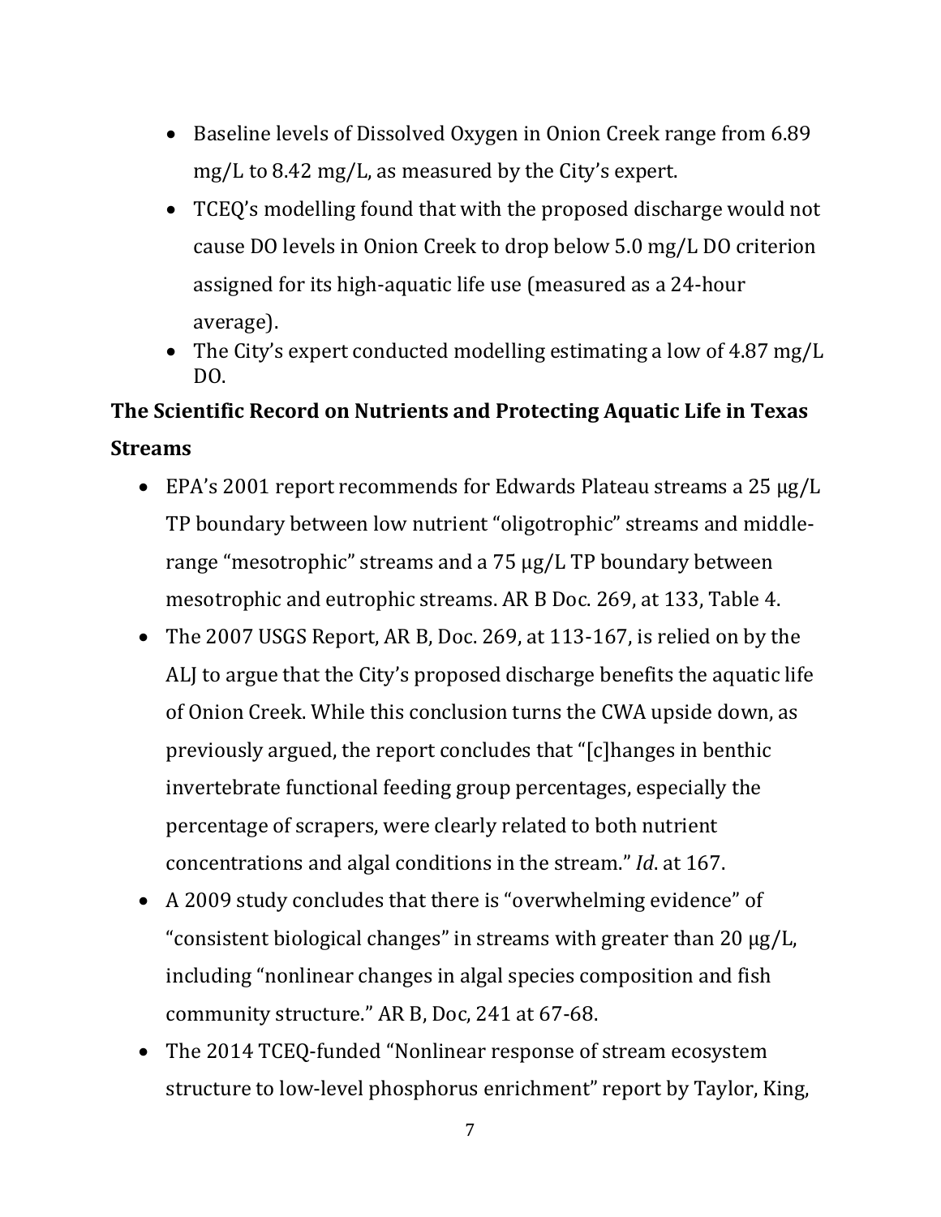- Baseline levels of Dissolved Oxygen in Onion Creek range from 6.89 mg/L to 8.42 mg/L, as measured by the City's expert.
- TCEQ's modelling found that with the proposed discharge would not cause DO levels in Onion Creek to drop below 5.0 mg/L DO criterion assigned for its high-aquatic life use (measured as a 24-hour average).
- The City's expert conducted modelling estimating a low of 4.87 mg/L DO.

**The Scientific Record on Nutrients and Protecting Aquatic Life in Texas Streams**

- EPA's 2001 report recommends for Edwards Plateau streams a 25 μg/L TP boundary between low nutrient "oligotrophic" streams and middle-range "mesotrophic" streams and a 75 μg/L TP boundary between mesotrophic and eutrophic streams. AR B Doc. 269, at 133, Table 4.
- The 2007 USGS Report, AR B, Doc. 269, at 113-167, is relied on by the ALJ to argue that the City's proposed discharge benefits the aquatic life of Onion Creek. While this conclusion turns the CWA upside down, as previously argued, the report concludes that "[c]hanges in benthic invertebrate functional feeding group percentages, especially the percentage of scrapers, were clearly related to both nutrient concentrations and algal conditions in the stream." *Id*. at 167.
- A 2009 study concludes that there is "overwhelming evidence" of "consistent biological changes" in streams with greater than 20 μg/L, including "nonlinear changes in algal species composition and fish community structure." AR B, Doc, 241 at 67-68.
- The 2014 TCEQ-funded "Nonlinear response of stream ecosystem structure to low-level phosphorus enrichment" report by Taylor, King,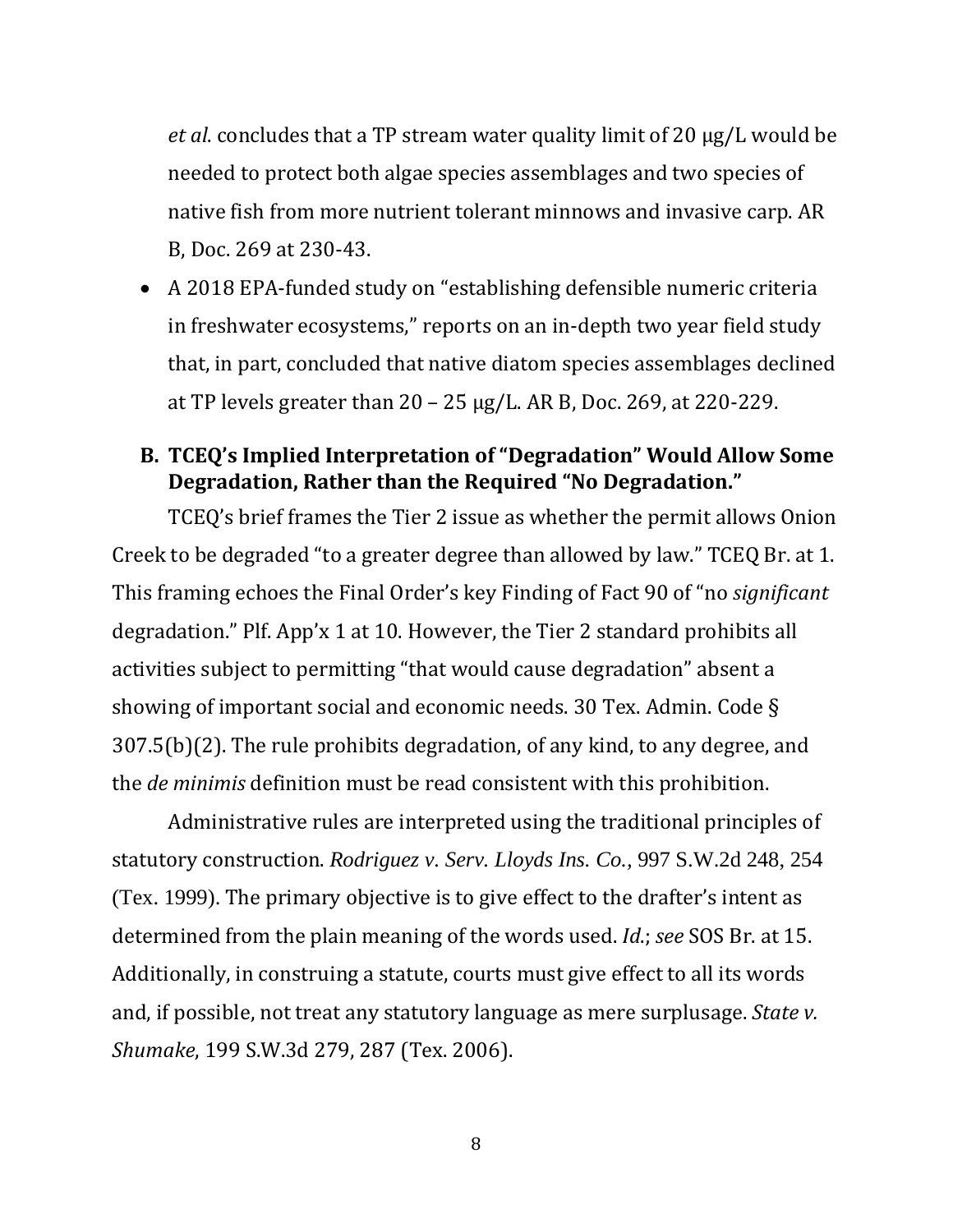*et al*. concludes that a TP stream water quality limit of 20 μg/L would be needed to protect both algae species assemblages and two species of native fish from more nutrient tolerant minnows and invasive carp. AR B, Doc. 269 at 230-43.

- A 2018 EPA-funded study on "establishing defensible numeric criteria in freshwater ecosystems," reports on an in-depth two year field study that, in part, concluded that native diatom species assemblages declined at TP levels greater than 20 – 25 μg/L. AR B, Doc. 269, at 220-229.

### B. TCEQ's Implied Interpretation of "Degradation" Would Allow Some Degradation, Rather than the Required "No Degradation."

TCEQ's brief frames the Tier 2 issue as whether the permit allows Onion Creek to be degraded "to a greater degree than allowed by law." TCEQ Br. at 1. This framing echoes the Final Order's key Finding of Fact 90 of "no *significant* degradation." Plf. App'x 1 at 10. However, the Tier 2 standard prohibits all activities subject to permitting "that would cause degradation" absent a showing of important social and economic needs. 30 Tex. Admin. Code § 307.5(b)(2). The rule prohibits degradation, of any kind, to any degree, and the *de minimis* definition must be read consistent with this prohibition.

Administrative rules are interpreted using the traditional principles of statutory construction. *Rodriguez v. Serv. Lloyds Ins. Co.*, 997 S.W.2d 248, 254 (Tex. 1999). The primary objective is to give effect to the drafter's intent as determined from the plain meaning of the words used. *Id.*; *see* SOS Br. at 15. Additionally, in construing a statute, courts must give effect to all its words and, if possible, not treat any statutory language as mere surplusage. *State v. Shumake*, 199 S.W.3d 279, 287 (Tex. 2006).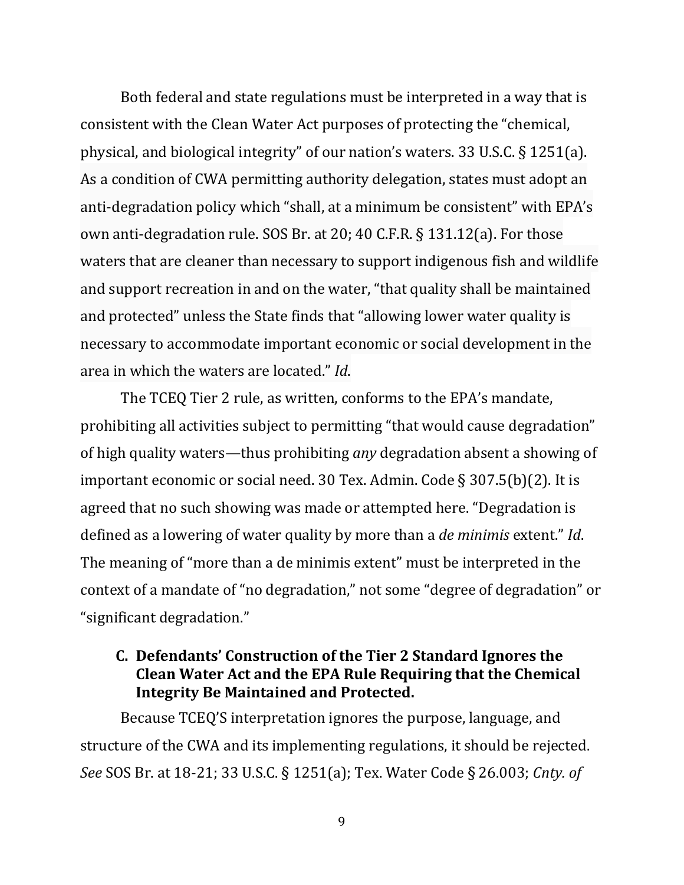Both federal and state regulations must be interpreted in a way that is consistent with the Clean Water Act purposes of protecting the "chemical, physical, and biological integrity" of our nation's waters. 33 U.S.C. § 1251(a). As a condition of CWA permitting authority delegation, states must adopt an anti-degradation policy which "shall, at a minimum be consistent" with EPA's own anti-degradation rule. SOS Br. at 20; 40 C.F.R. § 131.12(a). For those waters that are cleaner than necessary to support indigenous fish and wildlife and support recreation in and on the water, "that quality shall be maintained and protected" unless the State finds that "allowing lower water quality is necessary to accommodate important economic or social development in the area in which the waters are located." *Id*.

The TCEQ Tier 2 rule, as written, conforms to the EPA's mandate, prohibiting all activities subject to permitting "that would cause degradation" of high quality waters—thus prohibiting *any* degradation absent a showing of important economic or social need. 30 Tex. Admin. Code § 307.5(b)(2). It is agreed that no such showing was made or attempted here. "Degradation is defined as a lowering of water quality by more than a *de minimis* extent." *Id*. The meaning of "more than a de minimis extent" must be interpreted in the context of a mandate of "no degradation," not some "degree of degradation" or "significant degradation."

### C. Defendants' Construction of the Tier 2 Standard Ignores the Clean Water Act and the EPA Rule Requiring that the Chemical Integrity Be Maintained and Protected.

Because TCEQ'S interpretation ignores the purpose, language, and structure of the CWA and its implementing regulations, it should be rejected. *See* SOS Br. at 18-21; 33 U.S.C. § 1251(a); Tex. Water Code § 26.003; *Cnty. of*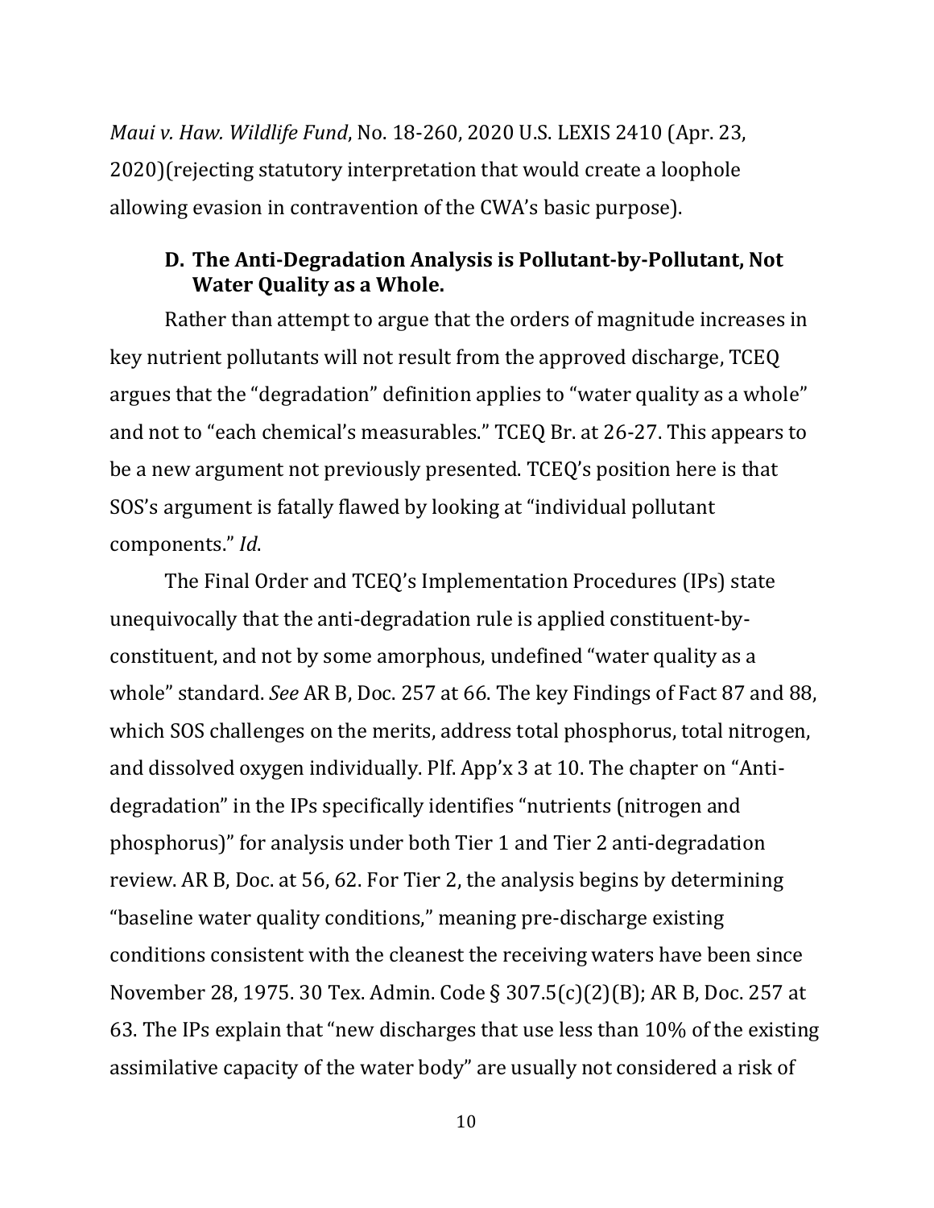*Maui v. Haw. Wildlife Fund*, No. 18-260, 2020 U.S. LEXIS 2410 (Apr. 23, 2020)(rejecting statutory interpretation that would create a loophole allowing evasion in contravention of the CWA's basic purpose).

### D. The Anti-Degradation Analysis is Pollutant-by-Pollutant, Not Water Quality as a Whole.

Rather than attempt to argue that the orders of magnitude increases in key nutrient pollutants will not result from the approved discharge, TCEQ argues that the "degradation" definition applies to "water quality as a whole" and not to "each chemical's measurables." TCEQ Br. at 26-27. This appears to be a new argument not previously presented. TCEQ's position here is that SOS's argument is fatally flawed by looking at "individual pollutant components." *Id*.

The Final Order and TCEQ's Implementation Procedures (IPs) state unequivocally that the anti-degradation rule is applied constituent-by-constituent, and not by some amorphous, undefined "water quality as a whole" standard. *See* AR B, Doc. 257 at 66. The key Findings of Fact 87 and 88, which SOS challenges on the merits, address total phosphorus, total nitrogen, and dissolved oxygen individually. Plf. App'x 3 at 10. The chapter on "Anti-degradation" in the IPs specifically identifies "nutrients (nitrogen and phosphorus)" for analysis under both Tier 1 and Tier 2 anti-degradation review. AR B, Doc. at 56, 62. For Tier 2, the analysis begins by determining "baseline water quality conditions," meaning pre-discharge existing conditions consistent with the cleanest the receiving waters have been since November 28, 1975. 30 Tex. Admin. Code § 307.5(c)(2)(B); AR B, Doc. 257 at 63. The IPs explain that "new discharges that use less than 10% of the existing assimilative capacity of the water body" are usually not considered a risk of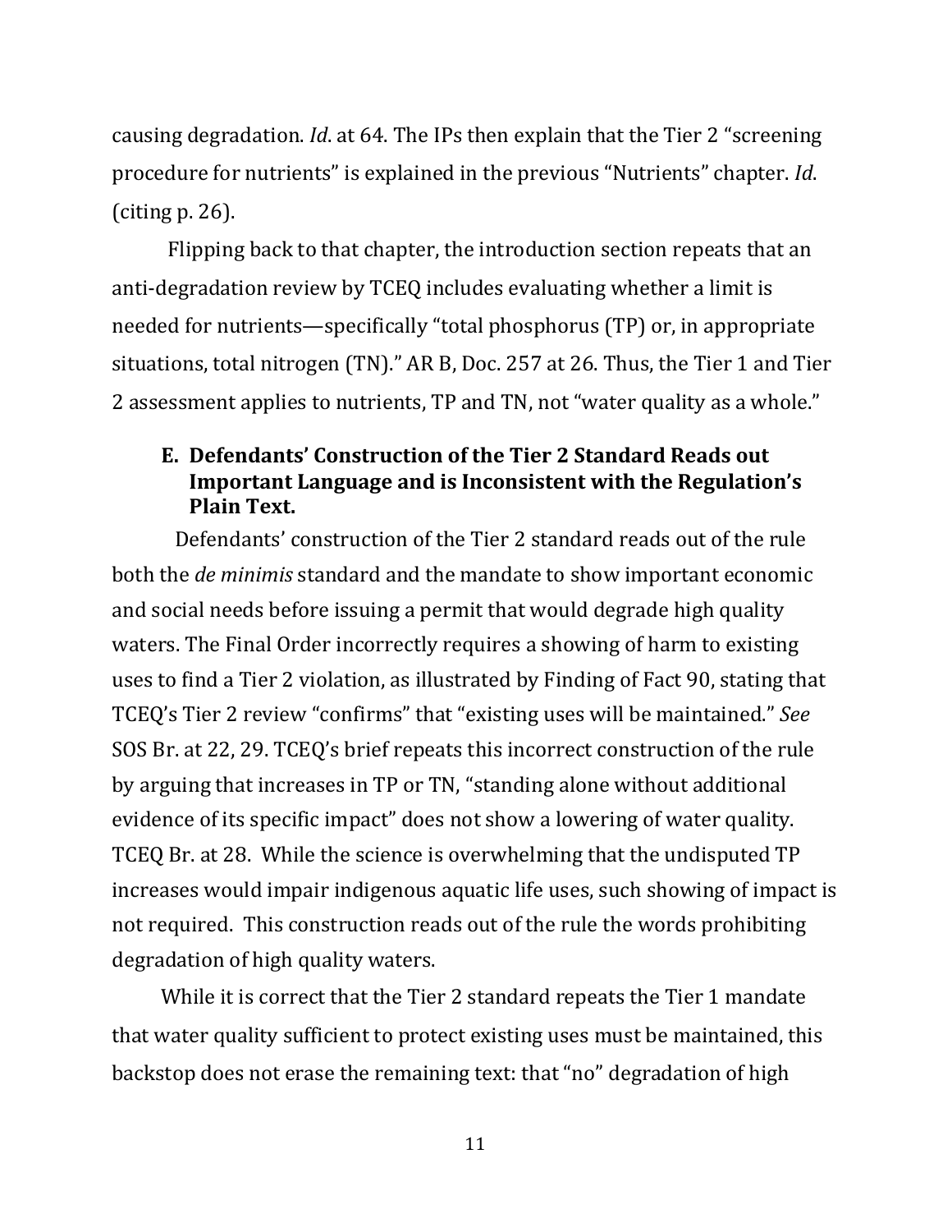causing degradation. *Id*. at 64. The IPs then explain that the Tier 2 "screening procedure for nutrients" is explained in the previous "Nutrients" chapter. *Id*. (citing p. 26).

Flipping back to that chapter, the introduction section repeats that an anti-degradation review by TCEQ includes evaluating whether a limit is needed for nutrients—specifically "total phosphorus (TP) or, in appropriate situations, total nitrogen (TN)." AR B, Doc. 257 at 26. Thus, the Tier 1 and Tier 2 assessment applies to nutrients, TP and TN, not "water quality as a whole."

### E. Defendants' Construction of the Tier 2 Standard Reads out Important Language and is Inconsistent with the Regulation's Plain Text.

Defendants' construction of the Tier 2 standard reads out of the rule both the *de minimis* standard and the mandate to show important economic and social needs before issuing a permit that would degrade high quality waters. The Final Order incorrectly requires a showing of harm to existing uses to find a Tier 2 violation, as illustrated by Finding of Fact 90, stating that TCEQ's Tier 2 review "confirms" that "existing uses will be maintained." *See* SOS Br. at 22, 29. TCEQ's brief repeats this incorrect construction of the rule by arguing that increases in TP or TN, "standing alone without additional evidence of its specific impact" does not show a lowering of water quality. TCEQ Br. at 28. While the science is overwhelming that the undisputed TP increases would impair indigenous aquatic life uses, such showing of impact is not required. This construction reads out of the rule the words prohibiting degradation of high quality waters.

While it is correct that the Tier 2 standard repeats the Tier 1 mandate that water quality sufficient to protect existing uses must be maintained, this backstop does not erase the remaining text: that "no" degradation of high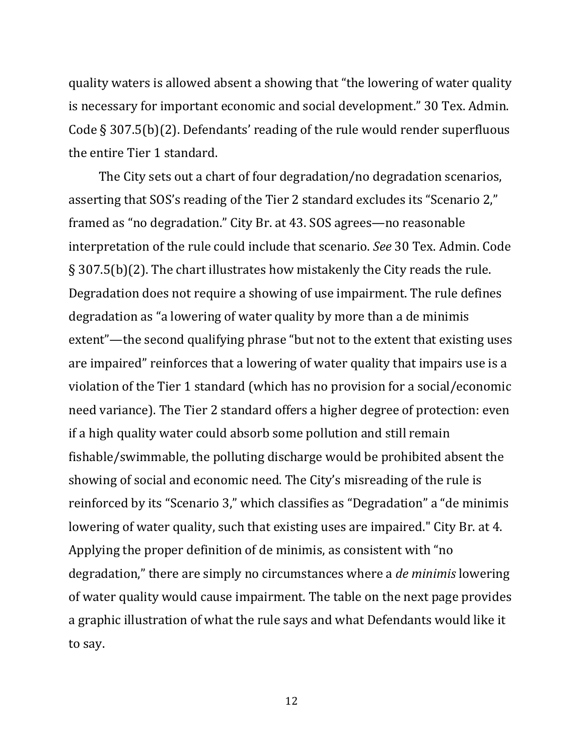quality waters is allowed absent a showing that "the lowering of water quality is necessary for important economic and social development." 30 Tex. Admin. Code § 307.5(b)(2). Defendants' reading of the rule would render superfluous the entire Tier 1 standard.

The City sets out a chart of four degradation/no degradation scenarios, asserting that SOS's reading of the Tier 2 standard excludes its "Scenario 2," framed as "no degradation." City Br. at 43. SOS agrees—no reasonable interpretation of the rule could include that scenario. *See* 30 Tex. Admin. Code § 307.5(b)(2). The chart illustrates how mistakenly the City reads the rule. Degradation does not require a showing of use impairment. The rule defines degradation as "a lowering of water quality by more than a de minimis extent"—the second qualifying phrase "but not to the extent that existing uses are impaired" reinforces that a lowering of water quality that impairs use is a violation of the Tier 1 standard (which has no provision for a social/economic need variance). The Tier 2 standard offers a higher degree of protection: even if a high quality water could absorb some pollution and still remain fishable/swimmable, the polluting discharge would be prohibited absent the showing of social and economic need. The City's misreading of the rule is reinforced by its "Scenario 3," which classifies as "Degradation" a "de minimis lowering of water quality, such that existing uses are impaired." City Br. at 4. Applying the proper definition of de minimis, as consistent with "no degradation," there are simply no circumstances where a *de minimis* lowering of water quality would cause impairment. The table on the next page provides a graphic illustration of what the rule says and what Defendants would like it to say.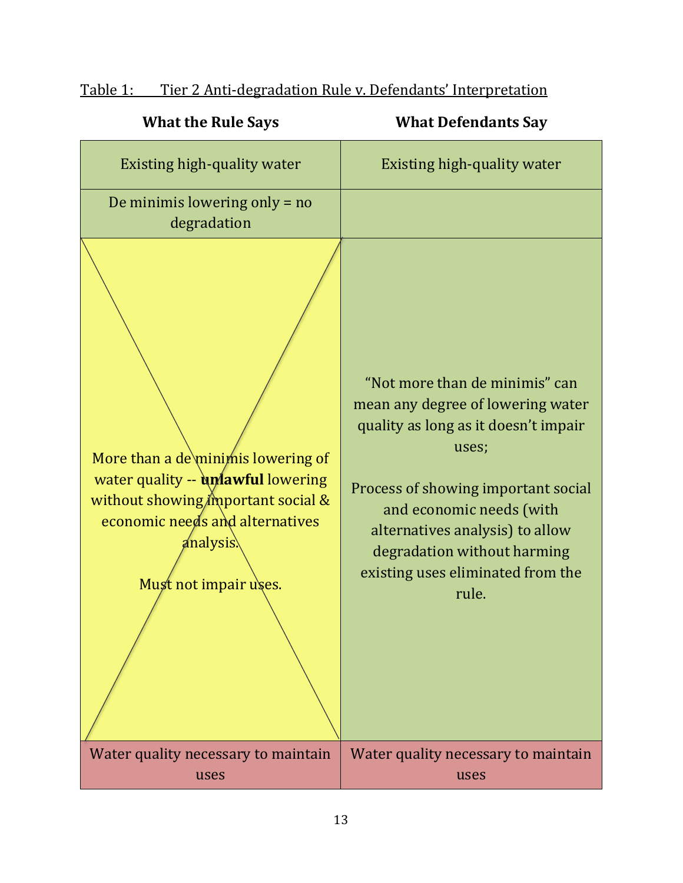Table 1: Tier 2 Anti-degradation Rule v. Defendants' Interpretation

| What the Rule Says | What Defendants Say |
|---|---|
| Existing high-quality water | Existing high-quality water |
| De minimis lowering only = no degradation | |
| More than a de minimis lowering of water quality -- **unlawful** lowering without showing important social & economic needs and alternatives analysis.<br><br>Must not impair uses. | "Not more than de minimis" can mean any degree of lowering water quality as long as it doesn't impair uses;<br><br>Process of showing important social and economic needs (with alternatives analysis) to allow degradation without harming existing uses eliminated from the rule. |
| Water quality necessary to maintain uses | Water quality necessary to maintain uses |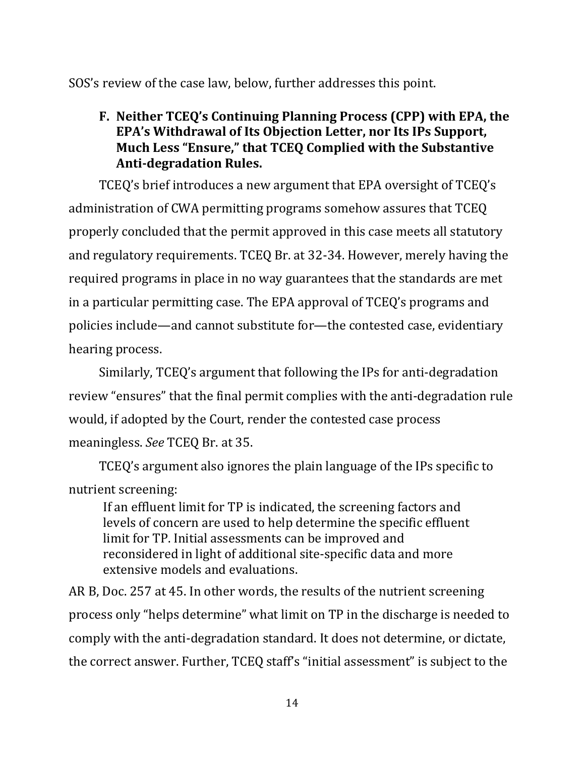SOS's review of the case law, below, further addresses this point.

### F. Neither TCEQ's Continuing Planning Process (CPP) with EPA, the EPA's Withdrawal of Its Objection Letter, nor Its IPs Support, Much Less "Ensure," that TCEQ Complied with the Substantive Anti-degradation Rules.

TCEQ's brief introduces a new argument that EPA oversight of TCEQ's administration of CWA permitting programs somehow assures that TCEQ properly concluded that the permit approved in this case meets all statutory and regulatory requirements. TCEQ Br. at 32-34. However, merely having the required programs in place in no way guarantees that the standards are met in a particular permitting case. The EPA approval of TCEQ's programs and policies include—and cannot substitute for—the contested case, evidentiary hearing process.

Similarly, TCEQ's argument that following the IPs for anti-degradation review "ensures" that the final permit complies with the anti-degradation rule would, if adopted by the Court, render the contested case process meaningless. *See* TCEQ Br. at 35.

TCEQ's argument also ignores the plain language of the IPs specific to nutrient screening:

> If an effluent limit for TP is indicated, the screening factors and levels of concern are used to help determine the specific effluent limit for TP. Initial assessments can be improved and reconsidered in light of additional site-specific data and more extensive models and evaluations.

AR B, Doc. 257 at 45. In other words, the results of the nutrient screening process only "helps determine" what limit on TP in the discharge is needed to comply with the anti-degradation standard. It does not determine, or dictate, the correct answer. Further, TCEQ staff's "initial assessment" is subject to the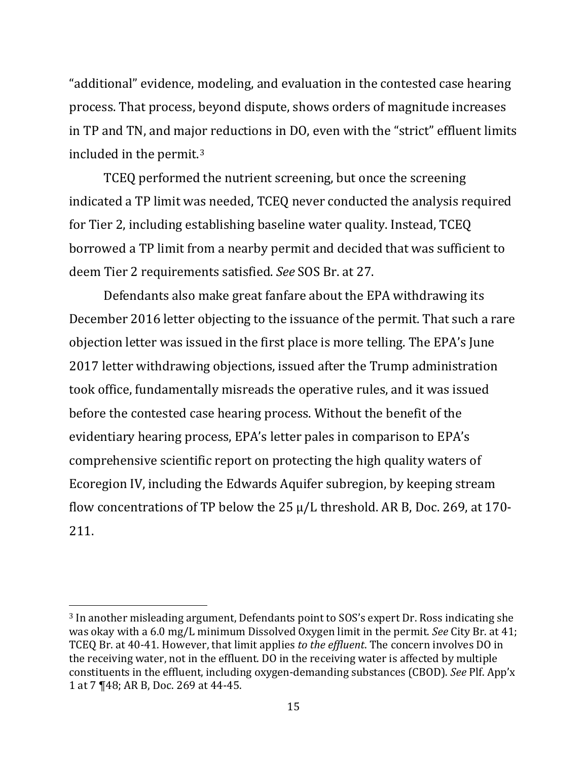“additional” evidence, modeling, and evaluation in the contested case hearing process. That process, beyond dispute, shows orders of magnitude increases in TP and TN, and major reductions in DO, even with the “strict” effluent limits included in the permit.[3]

TCEQ performed the nutrient screening, but once the screening indicated a TP limit was needed, TCEQ never conducted the analysis required for Tier 2, including establishing baseline water quality. Instead, TCEQ borrowed a TP limit from a nearby permit and decided that was sufficient to deem Tier 2 requirements satisfied. *See* SOS Br. at 27.

Defendants also make great fanfare about the EPA withdrawing its December 2016 letter objecting to the issuance of the permit. That such a rare objection letter was issued in the first place is more telling. The EPA’s June 2017 letter withdrawing objections, issued after the Trump administration took office, fundamentally misreads the operative rules, and it was issued before the contested case hearing process. Without the benefit of the evidentiary hearing process, EPA’s letter pales in comparison to EPA’s comprehensive scientific report on protecting the high quality waters of Ecoregion IV, including the Edwards Aquifer subregion, by keeping stream flow concentrations of TP below the 25 μ/L threshold. AR B, Doc. 269, at 170-211.

---

[3] In another misleading argument, Defendants point to SOS’s expert Dr. Ross indicating she was okay with a 6.0 mg/L minimum Dissolved Oxygen limit in the permit. *See* City Br. at 41; TCEQ Br. at 40-41. However, that limit applies *to the effluent*. The concern involves DO in the receiving water, not in the effluent. DO in the receiving water is affected by multiple constituents in the effluent, including oxygen-demanding substances (CBOD). *See* Plf. App’x 1 at 7 ¶48; AR B, Doc. 269 at 44-45.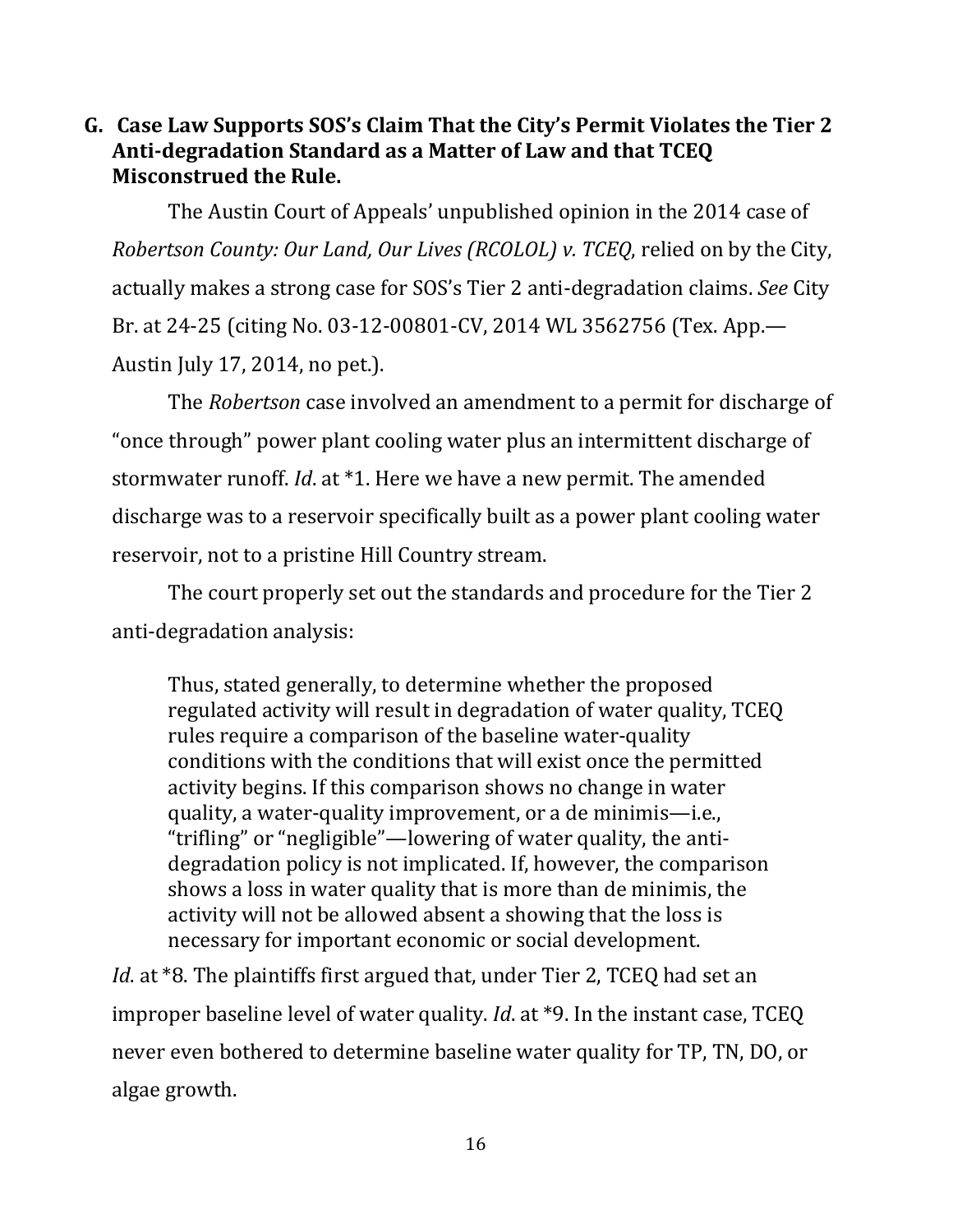### G. Case Law Supports SOS's Claim That the City's Permit Violates the Tier 2 Anti-degradation Standard as a Matter of Law and that TCEQ Misconstrued the Rule.

The Austin Court of Appeals' unpublished opinion in the 2014 case of *Robertson County: Our Land, Our Lives (RCOLOL) v. TCEQ*, relied on by the City, actually makes a strong case for SOS's Tier 2 anti-degradation claims. *See* City Br. at 24-25 (citing No. 03-12-00801-CV, 2014 WL 3562756 (Tex. App.—Austin July 17, 2014, no pet.).

The *Robertson* case involved an amendment to a permit for discharge of "once through" power plant cooling water plus an intermittent discharge of stormwater runoff. *Id*. at *1. Here we have a new permit. The amended discharge was to a reservoir specifically built as a power plant cooling water reservoir, not to a pristine Hill Country stream.

The court properly set out the standards and procedure for the Tier 2 anti-degradation analysis:

> Thus, stated generally, to determine whether the proposed regulated activity will result in degradation of water quality, TCEQ rules require a comparison of the baseline water-quality conditions with the conditions that will exist once the permitted activity begins. If this comparison shows no change in water quality, a water-quality improvement, or a de minimis—i.e., "trifling" or "negligible"—lowering of water quality, the anti-degradation policy is not implicated. If, however, the comparison shows a loss in water quality that is more than de minimis, the activity will not be allowed absent a showing that the loss is necessary for important economic or social development.

*Id*. at *8. The plaintiffs first argued that, under Tier 2, TCEQ had set an improper baseline level of water quality. *Id*. at *9. In the instant case, TCEQ never even bothered to determine baseline water quality for TP, TN, DO, or algae growth.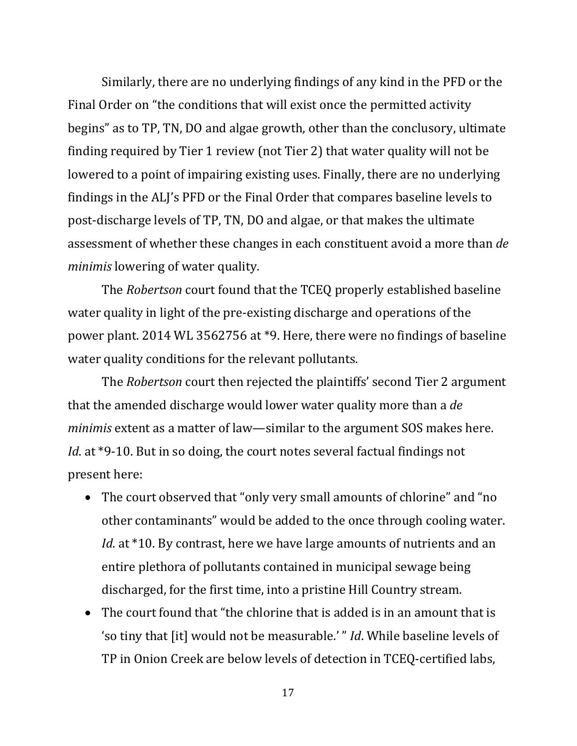Similarly, there are no underlying findings of any kind in the PFD or the Final Order on "the conditions that will exist once the permitted activity begins" as to TP, TN, DO and algae growth, other than the conclusory, ultimate finding required by Tier 1 review (not Tier 2) that water quality will not be lowered to a point of impairing existing uses. Finally, there are no underlying findings in the ALJ's PFD or the Final Order that compares baseline levels to post-discharge levels of TP, TN, DO and algae, or that makes the ultimate assessment of whether these changes in each constituent avoid a more than *de minimis* lowering of water quality.

The *Robertson* court found that the TCEQ properly established baseline water quality in light of the pre-existing discharge and operations of the power plant. 2014 WL 3562756 at *9. Here, there were no findings of baseline water quality conditions for the relevant pollutants.

The *Robertson* court then rejected the plaintiffs' second Tier 2 argument that the amended discharge would lower water quality more than a *de minimis* extent as a matter of law—similar to the argument SOS makes here. *Id*. at *9-10. But in so doing, the court notes several factual findings not present here:

- The court observed that "only very small amounts of chlorine" and "no other contaminants" would be added to the once through cooling water. *Id*. at *10. By contrast, here we have large amounts of nutrients and an entire plethora of pollutants contained in municipal sewage being discharged, for the first time, into a pristine Hill Country stream.
- The court found that "the chlorine that is added is in an amount that is 'so tiny that [it] would not be measurable.' " *Id*. While baseline levels of TP in Onion Creek are below levels of detection in TCEQ-certified labs,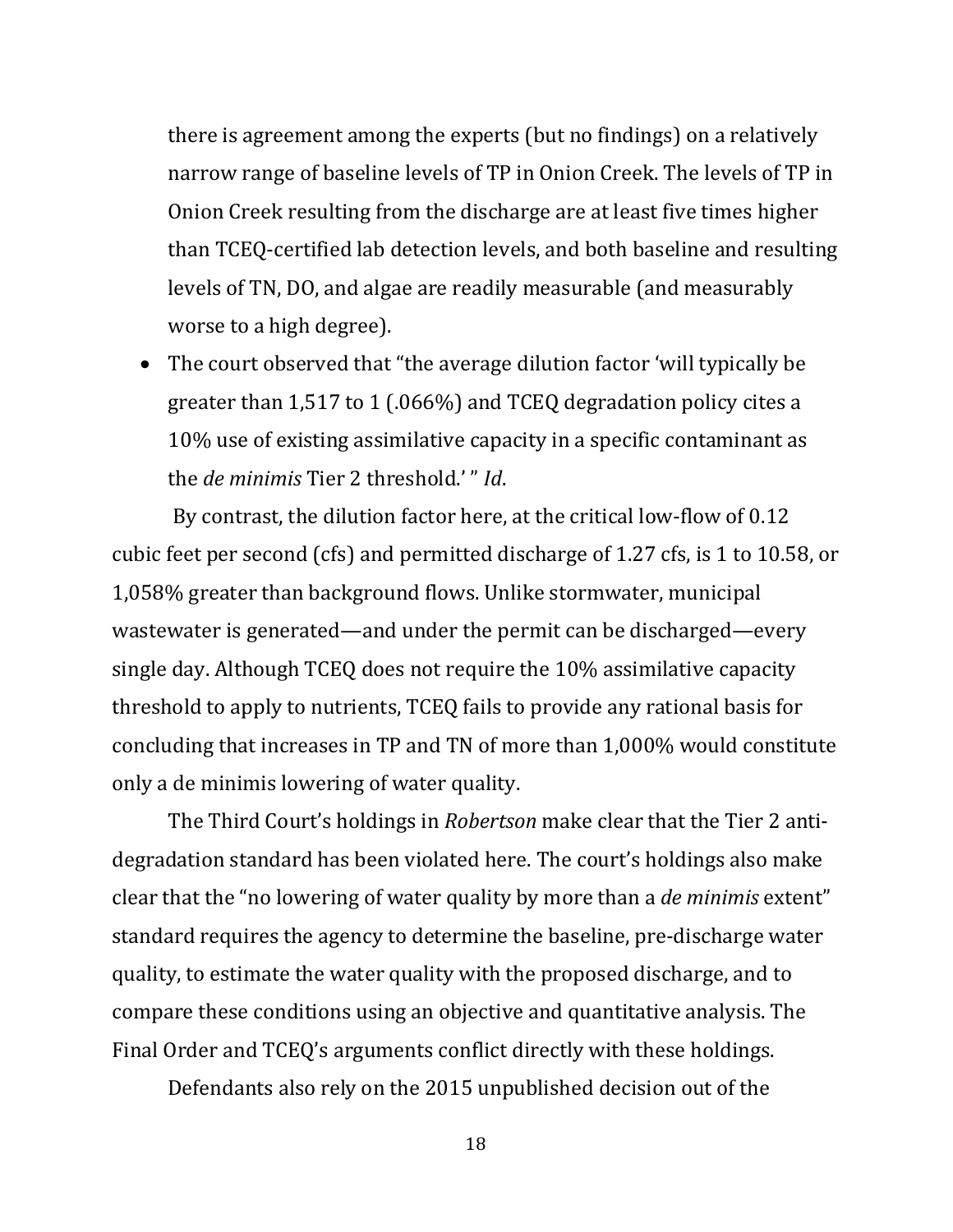there is agreement among the experts (but no findings) on a relatively narrow range of baseline levels of TP in Onion Creek. The levels of TP in Onion Creek resulting from the discharge are at least five times higher than TCEQ-certified lab detection levels, and both baseline and resulting levels of TN, DO, and algae are readily measurable (and measurably worse to a high degree).

- The court observed that "the average dilution factor 'will typically be greater than 1,517 to 1 (.066%) and TCEQ degradation policy cites a 10% use of existing assimilative capacity in a specific contaminant as the *de minimis* Tier 2 threshold.' " *Id*.

By contrast, the dilution factor here, at the critical low-flow of 0.12 cubic feet per second (cfs) and permitted discharge of 1.27 cfs, is 1 to 10.58, or 1,058% greater than background flows. Unlike stormwater, municipal wastewater is generated—and under the permit can be discharged—every single day. Although TCEQ does not require the 10% assimilative capacity threshold to apply to nutrients, TCEQ fails to provide any rational basis for concluding that increases in TP and TN of more than 1,000% would constitute only a de minimis lowering of water quality.

The Third Court's holdings in *Robertson* make clear that the Tier 2 anti-degradation standard has been violated here. The court's holdings also make clear that the "no lowering of water quality by more than a *de minimis* extent" standard requires the agency to determine the baseline, pre-discharge water quality, to estimate the water quality with the proposed discharge, and to compare these conditions using an objective and quantitative analysis. The Final Order and TCEQ's arguments conflict directly with these holdings.

Defendants also rely on the 2015 unpublished decision out of the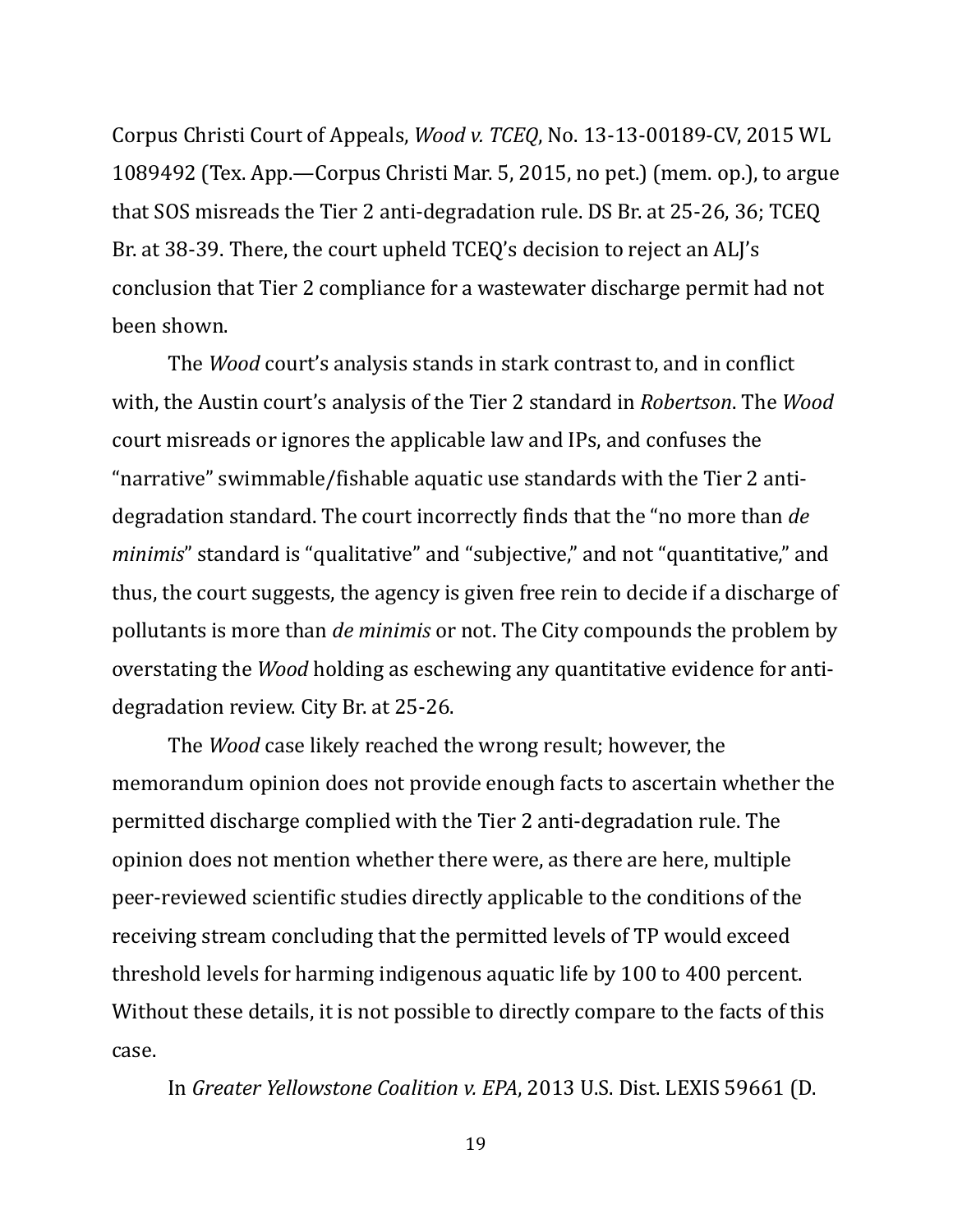Corpus Christi Court of Appeals, *Wood v. TCEQ*, No. 13-13-00189-CV, 2015 WL 1089492 (Tex. App.—Corpus Christi Mar. 5, 2015, no pet.) (mem. op.), to argue that SOS misreads the Tier 2 anti-degradation rule. DS Br. at 25-26, 36; TCEQ Br. at 38-39. There, the court upheld TCEQ's decision to reject an ALJ's conclusion that Tier 2 compliance for a wastewater discharge permit had not been shown.

The *Wood* court's analysis stands in stark contrast to, and in conflict with, the Austin court's analysis of the Tier 2 standard in *Robertson*. The *Wood* court misreads or ignores the applicable law and IPs, and confuses the "narrative" swimmable/fishable aquatic use standards with the Tier 2 anti-degradation standard. The court incorrectly finds that the "no more than *de minimis*" standard is "qualitative" and "subjective," and not "quantitative," and thus, the court suggests, the agency is given free rein to decide if a discharge of pollutants is more than *de minimis* or not. The City compounds the problem by overstating the *Wood* holding as eschewing any quantitative evidence for anti-degradation review. City Br. at 25-26.

The *Wood* case likely reached the wrong result; however, the memorandum opinion does not provide enough facts to ascertain whether the permitted discharge complied with the Tier 2 anti-degradation rule. The opinion does not mention whether there were, as there are here, multiple peer-reviewed scientific studies directly applicable to the conditions of the receiving stream concluding that the permitted levels of TP would exceed threshold levels for harming indigenous aquatic life by 100 to 400 percent. Without these details, it is not possible to directly compare to the facts of this case.

In *Greater Yellowstone Coalition v. EPA*, 2013 U.S. Dist. LEXIS 59661 (D.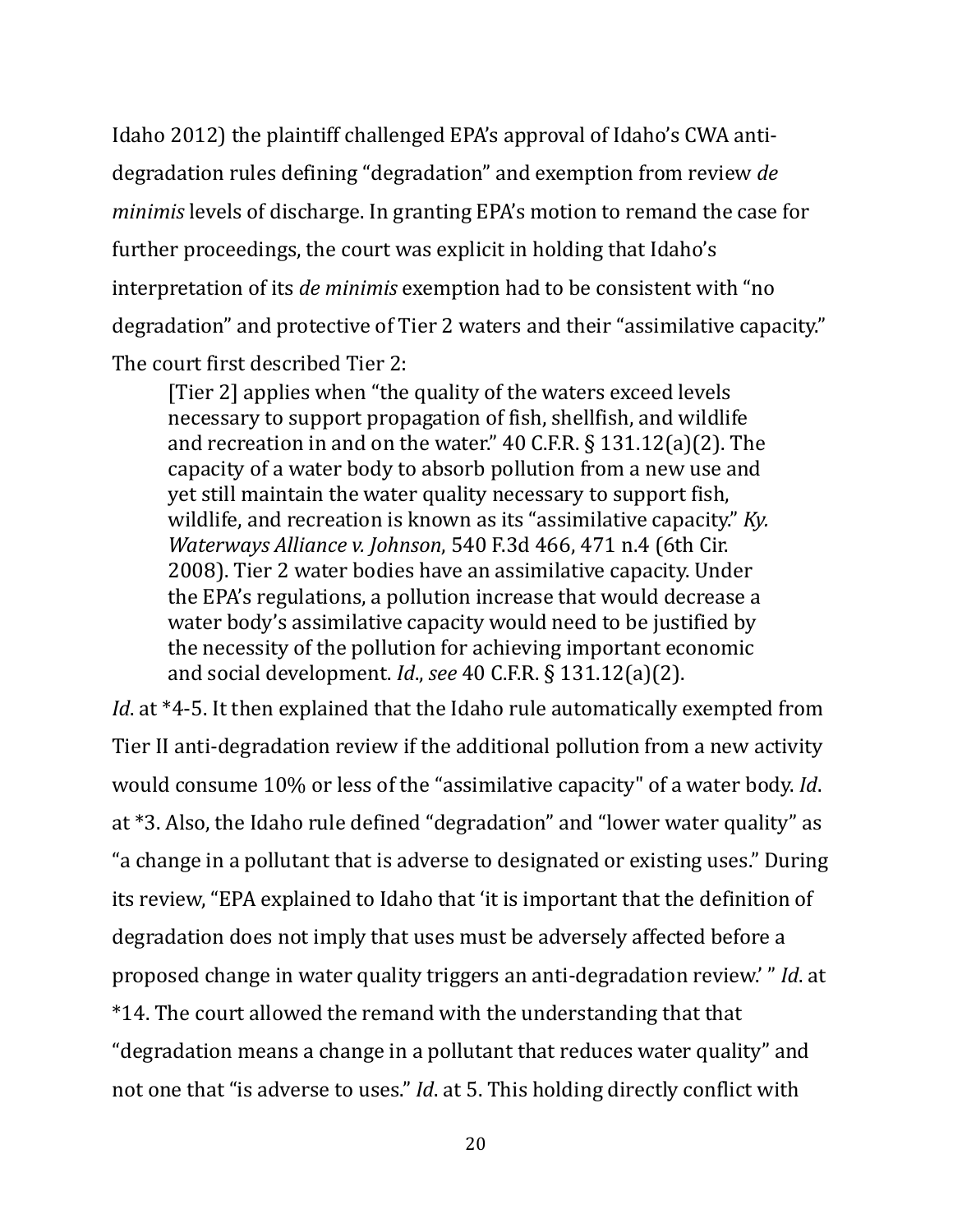Idaho 2012) the plaintiff challenged EPA's approval of Idaho's CWA anti-degradation rules defining "degradation" and exemption from review *de minimis* levels of discharge. In granting EPA's motion to remand the case for further proceedings, the court was explicit in holding that Idaho's interpretation of its *de minimis* exemption had to be consistent with "no degradation" and protective of Tier 2 waters and their "assimilative capacity." The court first described Tier 2:

> [Tier 2] applies when "the quality of the waters exceed levels necessary to support propagation of fish, shellfish, and wildlife and recreation in and on the water." 40 C.F.R. § 131.12(a)(2). The capacity of a water body to absorb pollution from a new use and yet still maintain the water quality necessary to support fish, wildlife, and recreation is known as its "assimilative capacity." *Ky. Waterways Alliance v. Johnson*, 540 F.3d 466, 471 n.4 (6th Cir. 2008). Tier 2 water bodies have an assimilative capacity. Under the EPA's regulations, a pollution increase that would decrease a water body's assimilative capacity would need to be justified by the necessity of the pollution for achieving important economic and social development. *Id*., *see* 40 C.F.R. § 131.12(a)(2).

*Id*. at *4-5. It then explained that the Idaho rule automatically exempted from Tier II anti-degradation review if the additional pollution from a new activity would consume 10% or less of the "assimilative capacity" of a water body. *Id*. at *3. Also, the Idaho rule defined "degradation" and "lower water quality" as "a change in a pollutant that is adverse to designated or existing uses." During its review, "EPA explained to Idaho that 'it is important that the definition of degradation does not imply that uses must be adversely affected before a proposed change in water quality triggers an anti-degradation review.' " *Id*. at *14. The court allowed the remand with the understanding that that "degradation means a change in a pollutant that reduces water quality" and not one that "is adverse to uses." *Id*. at 5. This holding directly conflict with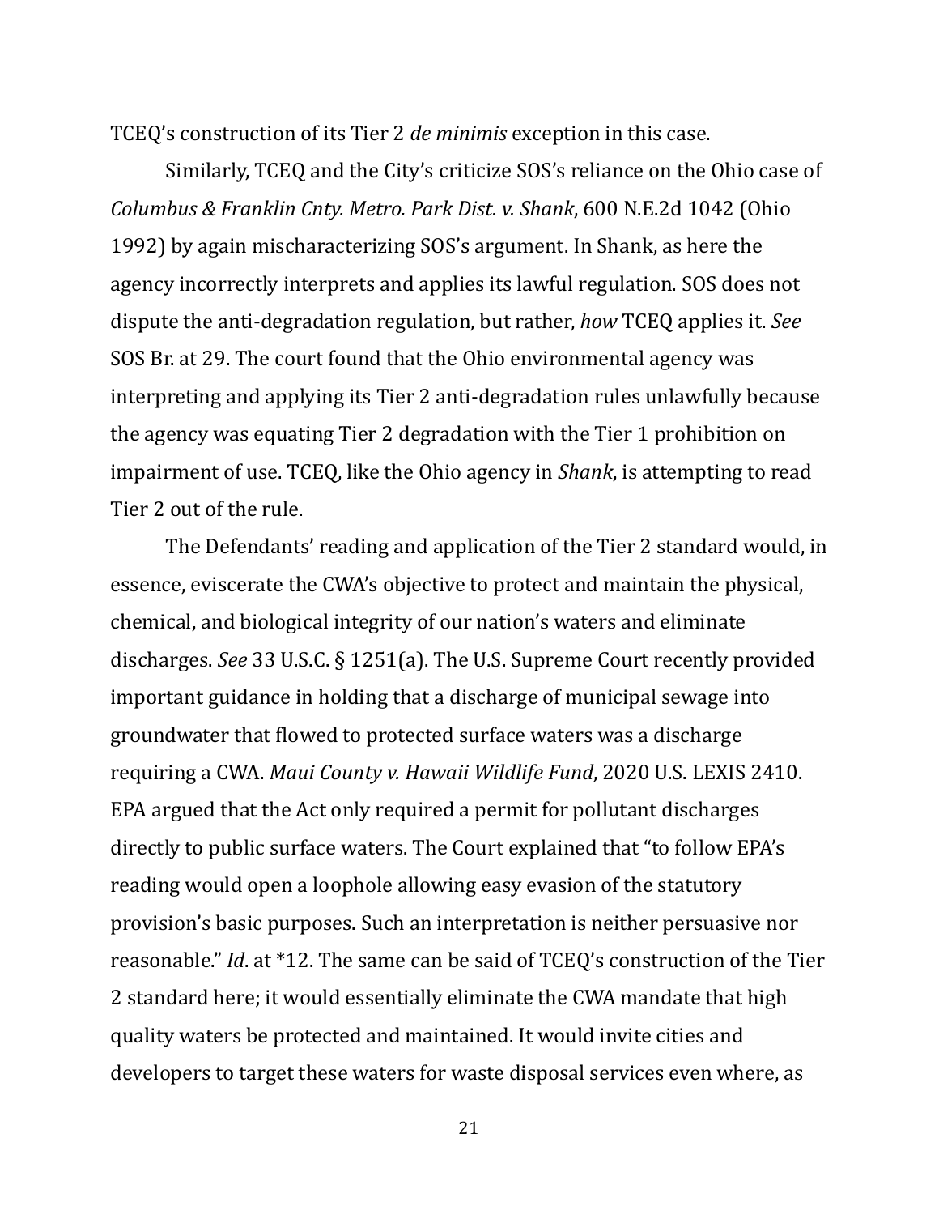TCEQ's construction of its Tier 2 *de minimis* exception in this case.

Similarly, TCEQ and the City's criticize SOS's reliance on the Ohio case of *Columbus & Franklin Cnty. Metro. Park Dist. v. Shank*, 600 N.E.2d 1042 (Ohio 1992) by again mischaracterizing SOS's argument. In Shank, as here the agency incorrectly interprets and applies its lawful regulation. SOS does not dispute the anti-degradation regulation, but rather, *how* TCEQ applies it. *See* SOS Br. at 29. The court found that the Ohio environmental agency was interpreting and applying its Tier 2 anti-degradation rules unlawfully because the agency was equating Tier 2 degradation with the Tier 1 prohibition on impairment of use. TCEQ, like the Ohio agency in *Shank*, is attempting to read Tier 2 out of the rule.

The Defendants' reading and application of the Tier 2 standard would, in essence, eviscerate the CWA's objective to protect and maintain the physical, chemical, and biological integrity of our nation's waters and eliminate discharges. *See* 33 U.S.C. § 1251(a). The U.S. Supreme Court recently provided important guidance in holding that a discharge of municipal sewage into groundwater that flowed to protected surface waters was a discharge requiring a CWA. *Maui County v. Hawaii Wildlife Fund*, 2020 U.S. LEXIS 2410. EPA argued that the Act only required a permit for pollutant discharges directly to public surface waters. The Court explained that "to follow EPA's reading would open a loophole allowing easy evasion of the statutory provision's basic purposes. Such an interpretation is neither persuasive nor reasonable." *Id*. at *12. The same can be said of TCEQ's construction of the Tier 2 standard here; it would essentially eliminate the CWA mandate that high quality waters be protected and maintained. It would invite cities and developers to target these waters for waste disposal services even where, as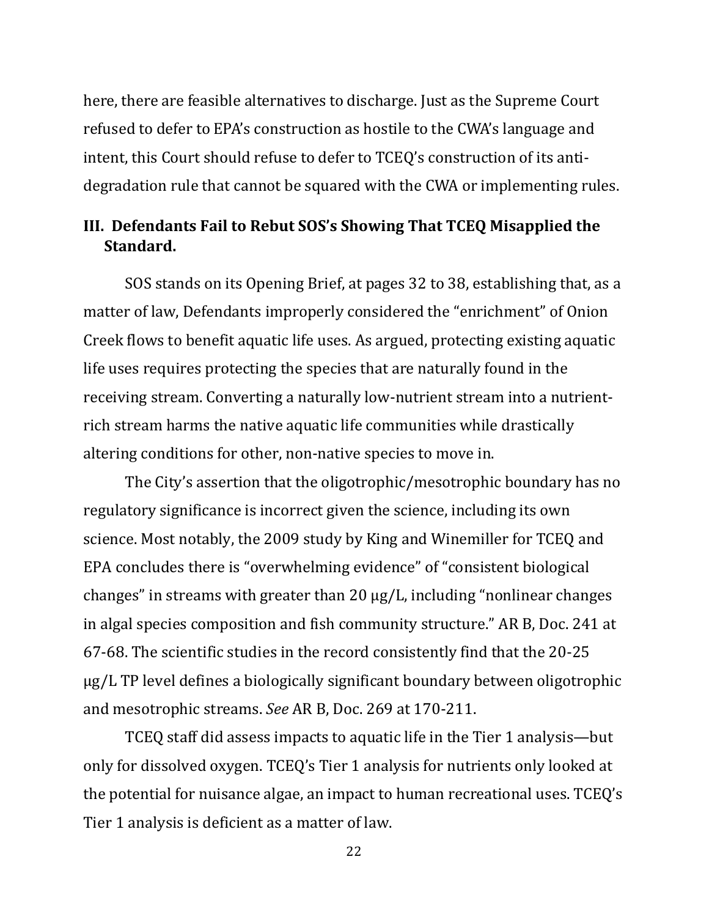here, there are feasible alternatives to discharge. Just as the Supreme Court refused to defer to EPA's construction as hostile to the CWA's language and intent, this Court should refuse to defer to TCEQ's construction of its anti-degradation rule that cannot be squared with the CWA or implementing rules.

## III. Defendants Fail to Rebut SOS's Showing That TCEQ Misapplied the Standard.

SOS stands on its Opening Brief, at pages 32 to 38, establishing that, as a matter of law, Defendants improperly considered the "enrichment" of Onion Creek flows to benefit aquatic life uses. As argued, protecting existing aquatic life uses requires protecting the species that are naturally found in the receiving stream. Converting a naturally low-nutrient stream into a nutrient-rich stream harms the native aquatic life communities while drastically altering conditions for other, non-native species to move in.

The City's assertion that the oligotrophic/mesotrophic boundary has no regulatory significance is incorrect given the science, including its own science. Most notably, the 2009 study by King and Winemiller for TCEQ and EPA concludes there is "overwhelming evidence" of "consistent biological changes" in streams with greater than 20 μg/L, including "nonlinear changes in algal species composition and fish community structure." AR B, Doc. 241 at 67-68. The scientific studies in the record consistently find that the 20-25 μg/L TP level defines a biologically significant boundary between oligotrophic and mesotrophic streams. *See* AR B, Doc. 269 at 170-211.

TCEQ staff did assess impacts to aquatic life in the Tier 1 analysis—but only for dissolved oxygen. TCEQ's Tier 1 analysis for nutrients only looked at the potential for nuisance algae, an impact to human recreational uses. TCEQ's Tier 1 analysis is deficient as a matter of law.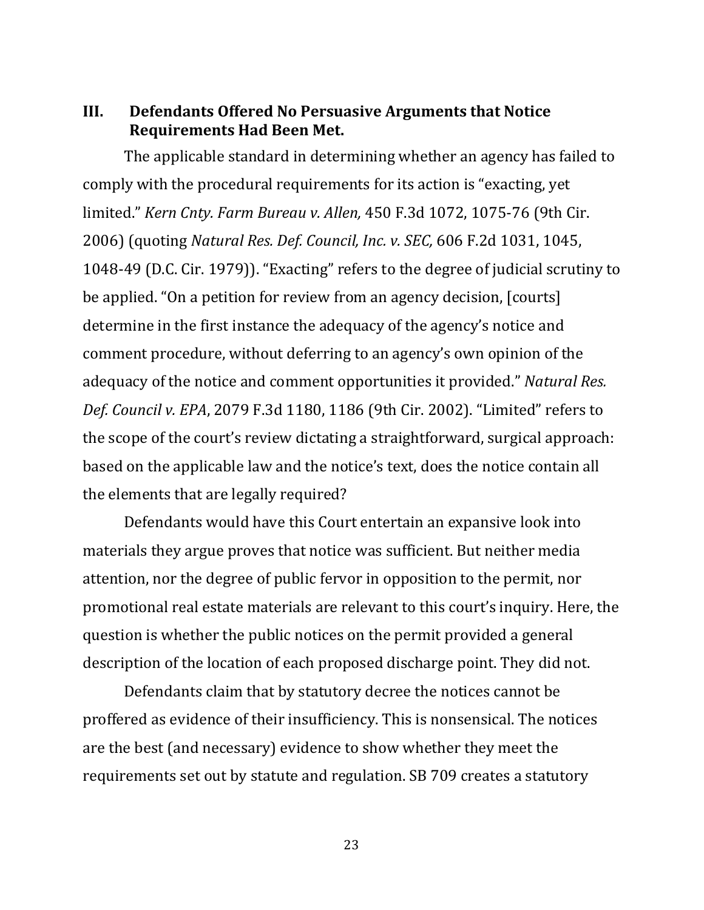## III. Defendants Offered No Persuasive Arguments that Notice Requirements Had Been Met.

The applicable standard in determining whether an agency has failed to comply with the procedural requirements for its action is "exacting, yet limited." *Kern Cnty. Farm Bureau v. Allen,* 450 F.3d 1072, 1075-76 (9th Cir. 2006) (quoting *Natural Res. Def. Council, Inc. v. SEC,* 606 F.2d 1031, 1045, 1048-49 (D.C. Cir. 1979)). "Exacting" refers to the degree of judicial scrutiny to be applied. "On a petition for review from an agency decision, [courts] determine in the first instance the adequacy of the agency's notice and comment procedure, without deferring to an agency's own opinion of the adequacy of the notice and comment opportunities it provided." *Natural Res. Def. Council v. EPA*, 2079 F.3d 1180, 1186 (9th Cir. 2002). "Limited" refers to the scope of the court's review dictating a straightforward, surgical approach: based on the applicable law and the notice's text, does the notice contain all the elements that are legally required?

Defendants would have this Court entertain an expansive look into materials they argue proves that notice was sufficient. But neither media attention, nor the degree of public fervor in opposition to the permit, nor promotional real estate materials are relevant to this court's inquiry. Here, the question is whether the public notices on the permit provided a general description of the location of each proposed discharge point. They did not.

Defendants claim that by statutory decree the notices cannot be proffered as evidence of their insufficiency. This is nonsensical. The notices are the best (and necessary) evidence to show whether they meet the requirements set out by statute and regulation. SB 709 creates a statutory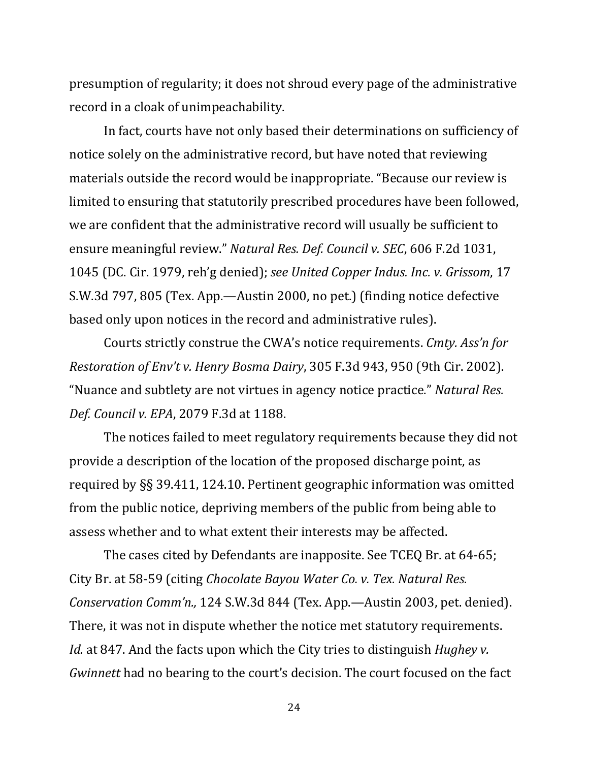presumption of regularity; it does not shroud every page of the administrative record in a cloak of unimpeachability.

In fact, courts have not only based their determinations on sufficiency of notice solely on the administrative record, but have noted that reviewing materials outside the record would be inappropriate. "Because our review is limited to ensuring that statutorily prescribed procedures have been followed, we are confident that the administrative record will usually be sufficient to ensure meaningful review." *Natural Res. Def. Council v. SEC*, 606 F.2d 1031, 1045 (DC. Cir. 1979, reh'g denied); *see United Copper Indus. Inc. v. Grissom*, 17 S.W.3d 797, 805 (Tex. App.—Austin 2000, no pet.) (finding notice defective based only upon notices in the record and administrative rules).

Courts strictly construe the CWA's notice requirements. *Cmty. Ass'n for Restoration of Env't v. Henry Bosma Dairy*, 305 F.3d 943, 950 (9th Cir. 2002). "Nuance and subtlety are not virtues in agency notice practice." *Natural Res. Def. Council v. EPA*, 2079 F.3d at 1188.

The notices failed to meet regulatory requirements because they did not provide a description of the location of the proposed discharge point, as required by §§ 39.411, 124.10. Pertinent geographic information was omitted from the public notice, depriving members of the public from being able to assess whether and to what extent their interests may be affected.

The cases cited by Defendants are inapposite. See TCEQ Br. at 64-65; City Br. at 58-59 (citing *Chocolate Bayou Water Co. v. Tex. Natural Res. Conservation Comm'n.,* 124 S.W.3d 844 (Tex. App.—Austin 2003, pet. denied). There, it was not in dispute whether the notice met statutory requirements. *Id.* at 847. And the facts upon which the City tries to distinguish *Hughey v. Gwinnett* had no bearing to the court's decision. The court focused on the fact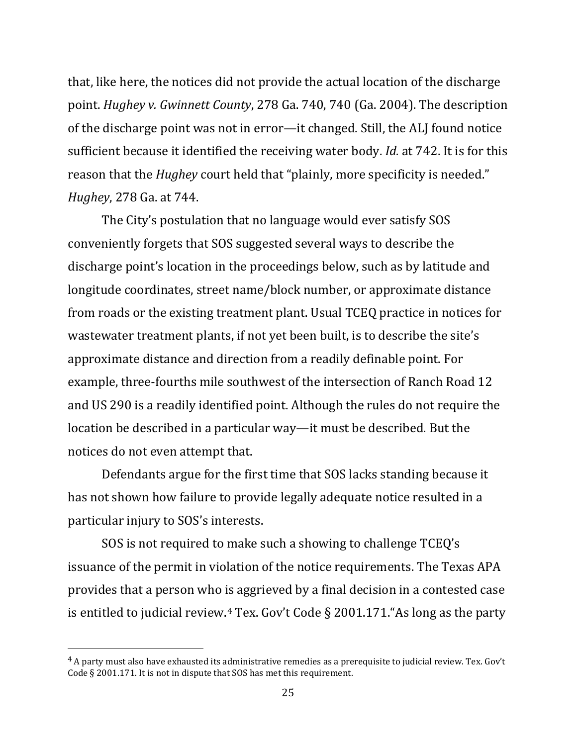that, like here, the notices did not provide the actual location of the discharge point. *Hughey v. Gwinnett County*, 278 Ga. 740, 740 (Ga. 2004). The description of the discharge point was not in error—it changed. Still, the ALJ found notice sufficient because it identified the receiving water body. *Id.* at 742. It is for this reason that the *Hughey* court held that "plainly, more specificity is needed." *Hughey*, 278 Ga. at 744.

The City's postulation that no language would ever satisfy SOS conveniently forgets that SOS suggested several ways to describe the discharge point's location in the proceedings below, such as by latitude and longitude coordinates, street name/block number, or approximate distance from roads or the existing treatment plant. Usual TCEQ practice in notices for wastewater treatment plants, if not yet been built, is to describe the site's approximate distance and direction from a readily definable point. For example, three-fourths mile southwest of the intersection of Ranch Road 12 and US 290 is a readily identified point. Although the rules do not require the location be described in a particular way—it must be described. But the notices do not even attempt that.

Defendants argue for the first time that SOS lacks standing because it has not shown how failure to provide legally adequate notice resulted in a particular injury to SOS's interests.

SOS is not required to make such a showing to challenge TCEQ's issuance of the permit in violation of the notice requirements. The Texas APA provides that a person who is aggrieved by a final decision in a contested case is entitled to judicial review.[4] Tex. Gov't Code § 2001.171."As long as the party

[4] A party must also have exhausted its administrative remedies as a prerequisite to judicial review. Tex. Gov't Code § 2001.171. It is not in dispute that SOS has met this requirement.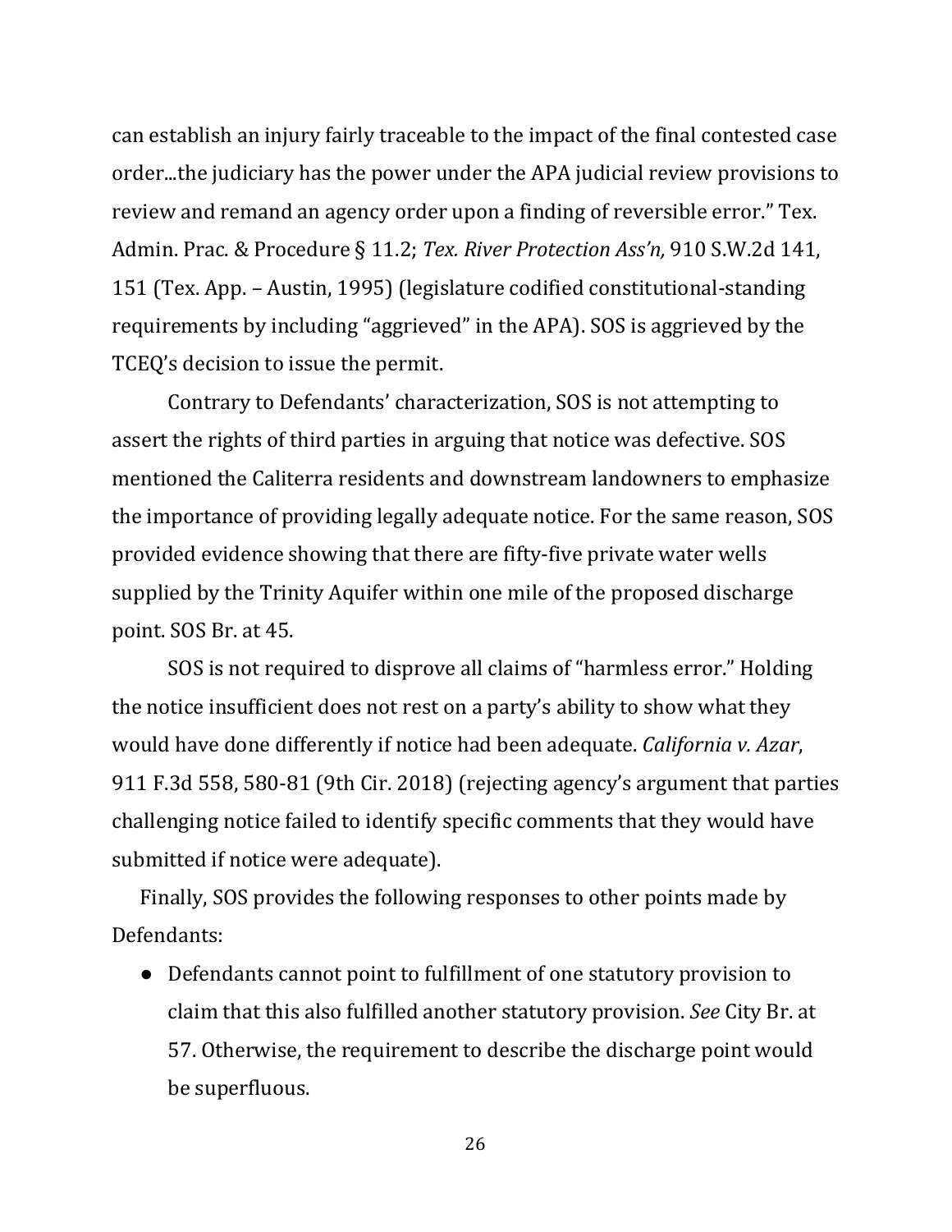can establish an injury fairly traceable to the impact of the final contested case order...the judiciary has the power under the APA judicial review provisions to review and remand an agency order upon a finding of reversible error." Tex. Admin. Prac. & Procedure § 11.2; *Tex. River Protection Ass'n,* 910 S.W.2d 141, 151 (Tex. App. – Austin, 1995) (legislature codified constitutional-standing requirements by including "aggrieved" in the APA). SOS is aggrieved by the TCEQ's decision to issue the permit.

Contrary to Defendants' characterization, SOS is not attempting to assert the rights of third parties in arguing that notice was defective. SOS mentioned the Caliterra residents and downstream landowners to emphasize the importance of providing legally adequate notice. For the same reason, SOS provided evidence showing that there are fifty-five private water wells supplied by the Trinity Aquifer within one mile of the proposed discharge point. SOS Br. at 45.

SOS is not required to disprove all claims of "harmless error." Holding the notice insufficient does not rest on a party's ability to show what they would have done differently if notice had been adequate. *California v. Azar*, 911 F.3d 558, 580-81 (9th Cir. 2018) (rejecting agency's argument that parties challenging notice failed to identify specific comments that they would have submitted if notice were adequate).

Finally, SOS provides the following responses to other points made by Defendants:

- Defendants cannot point to fulfillment of one statutory provision to claim that this also fulfilled another statutory provision. *See* City Br. at 57. Otherwise, the requirement to describe the discharge point would be superfluous.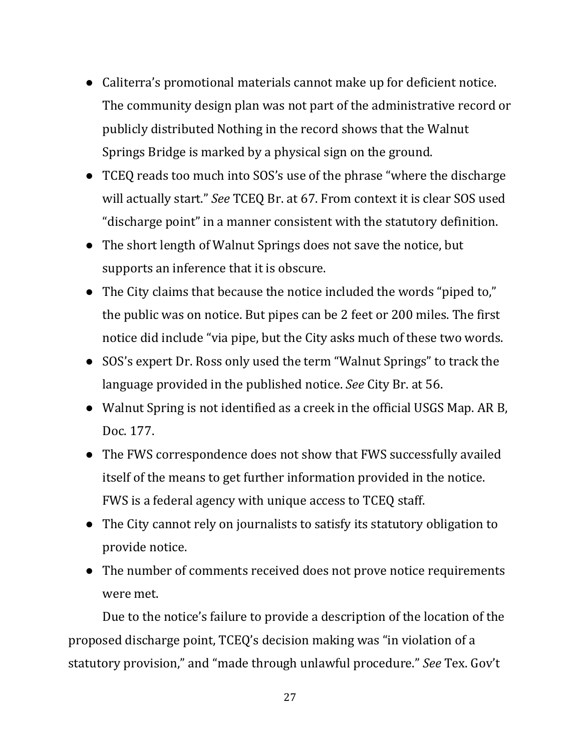- Caliterra's promotional materials cannot make up for deficient notice. The community design plan was not part of the administrative record or publicly distributed Nothing in the record shows that the Walnut Springs Bridge is marked by a physical sign on the ground.
- TCEQ reads too much into SOS's use of the phrase "where the discharge will actually start." *See* TCEQ Br. at 67. From context it is clear SOS used "discharge point" in a manner consistent with the statutory definition.
- The short length of Walnut Springs does not save the notice, but supports an inference that it is obscure.
- The City claims that because the notice included the words "piped to," the public was on notice. But pipes can be 2 feet or 200 miles. The first notice did include "via pipe, but the City asks much of these two words.
- SOS's expert Dr. Ross only used the term "Walnut Springs" to track the language provided in the published notice. *See* City Br. at 56.
- Walnut Spring is not identified as a creek in the official USGS Map. AR B, Doc. 177.
- The FWS correspondence does not show that FWS successfully availed itself of the means to get further information provided in the notice. FWS is a federal agency with unique access to TCEQ staff.
- The City cannot rely on journalists to satisfy its statutory obligation to provide notice.
- The number of comments received does not prove notice requirements were met.

Due to the notice's failure to provide a description of the location of the proposed discharge point, TCEQ's decision making was "in violation of a statutory provision," and "made through unlawful procedure." *See* Tex. Gov't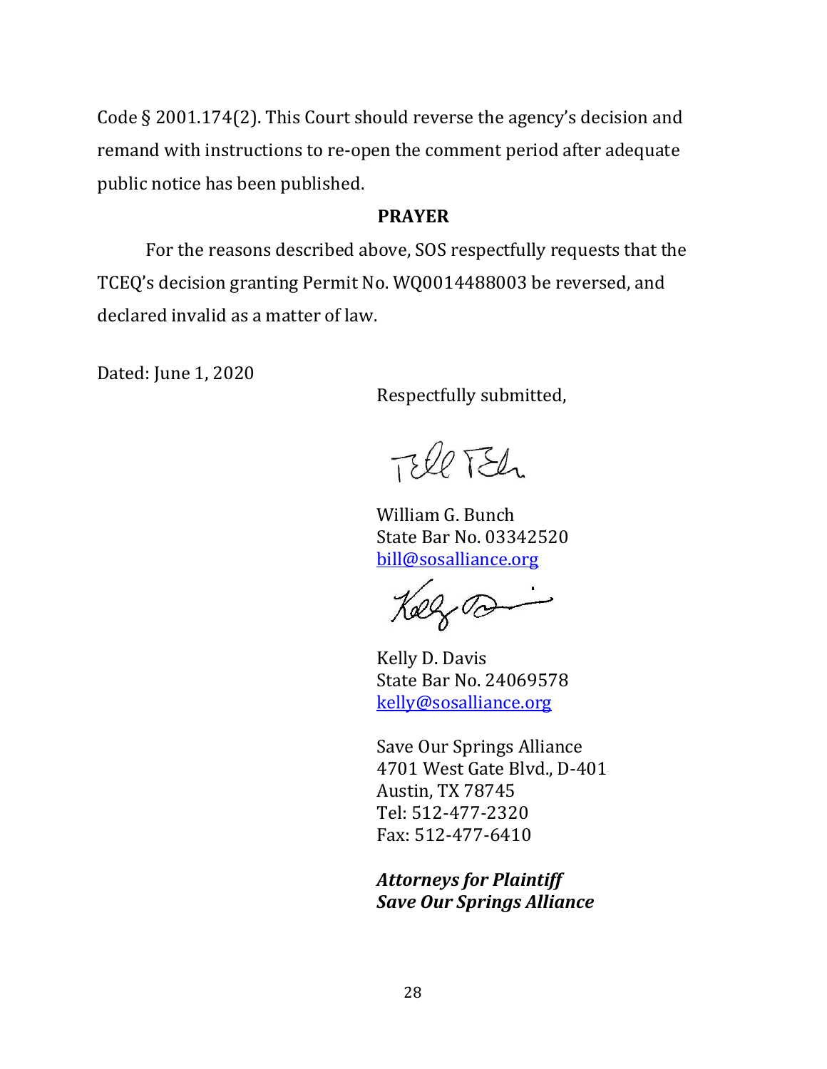Code § 2001.174(2). This Court should reverse the agency's decision and remand with instructions to re-open the comment period after adequate public notice has been published.

**PRAYER**

For the reasons described above, SOS respectfully requests that the TCEQ's decision granting Permit No. WQ0014488003 be reversed, and declared invalid as a matter of law.

Dated: June 1, 2020

Respectfully submitted,

William G. Bunch
State Bar No. 03342520
bill@sosalliance.org

Kelly D. Davis
State Bar No. 24069578
kelly@sosalliance.org

Save Our Springs Alliance
4701 West Gate Blvd., D-401
Austin, TX 78745
Tel: 512-477-2320
Fax: 512-477-6410

***Attorneys for Plaintiff***
***Save Our Springs Alliance***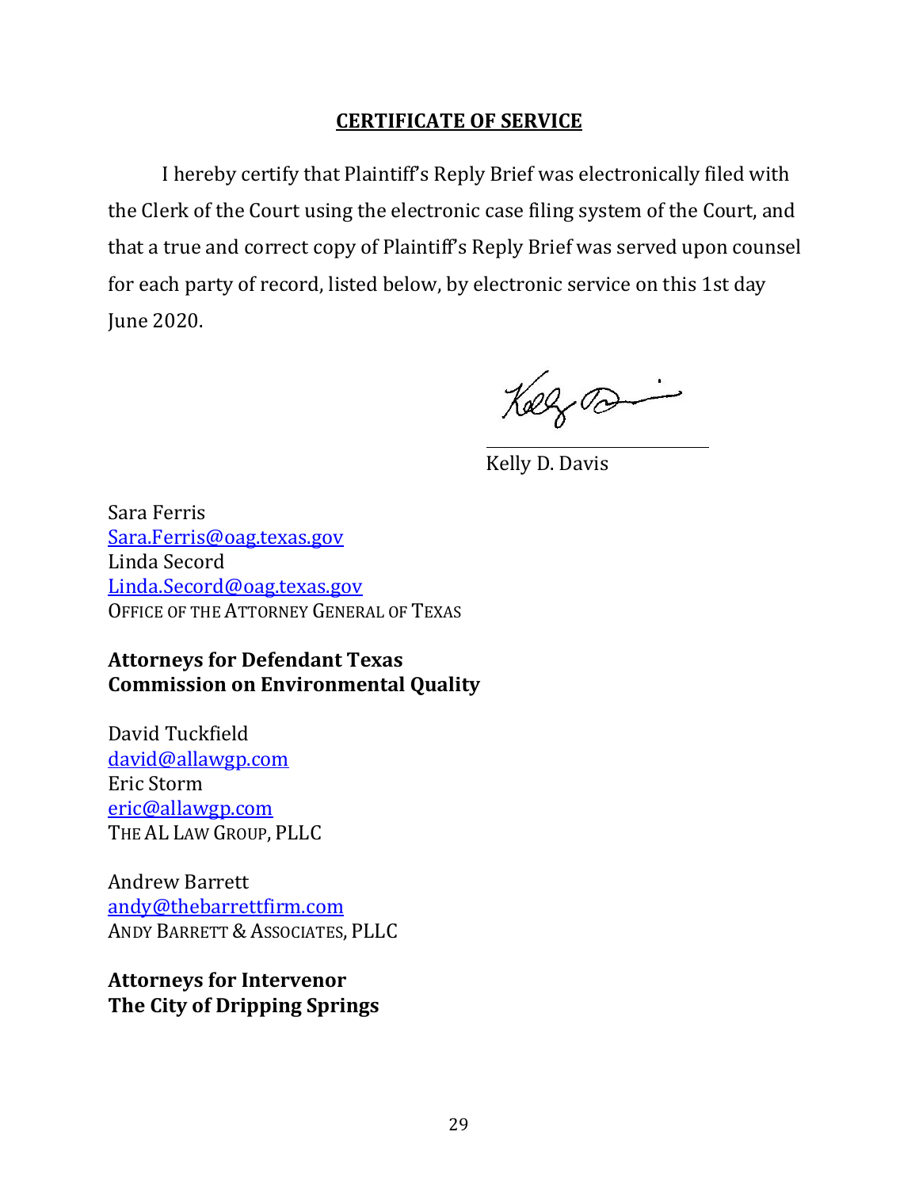**CERTIFICATE OF SERVICE**

I hereby certify that Plaintiff's Reply Brief was electronically filed with the Clerk of the Court using the electronic case filing system of the Court, and that a true and correct copy of Plaintiff's Reply Brief was served upon counsel for each party of record, listed below, by electronic service on this 1st day June 2020.

Kelly D. Davis

Sara Ferris
Sara.Ferris@oag.texas.gov
Linda Secord
Linda.Secord@oag.texas.gov
OFFICE OF THE ATTORNEY GENERAL OF TEXAS

**Attorneys for Defendant Texas Commission on Environmental Quality**

David Tuckfield
david@allawgp.com
Eric Storm
eric@allawgp.com
THE AL LAW GROUP, PLLC

Andrew Barrett
andy@thebarrettfirm.com
ANDY BARRETT & ASSOCIATES, PLLC

**Attorneys for Intervenor The City of Dripping Springs**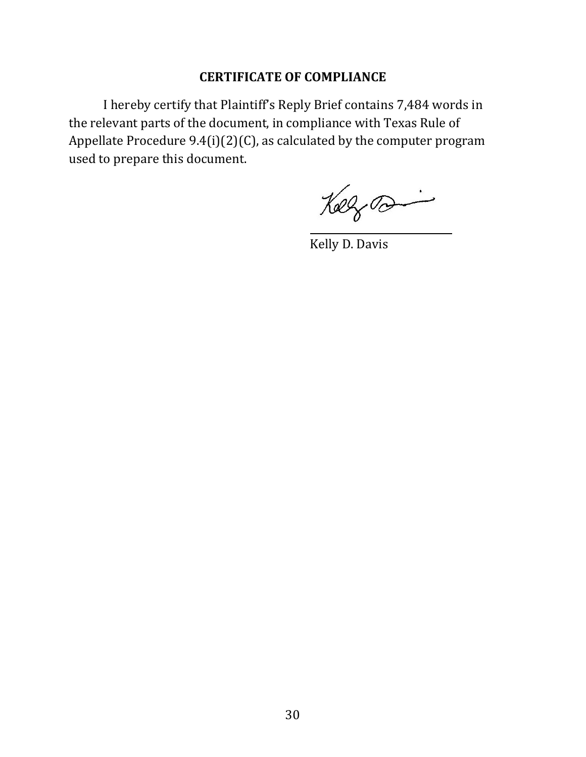## CERTIFICATE OF COMPLIANCE

I hereby certify that Plaintiff's Reply Brief contains 7,484 words in the relevant parts of the document, in compliance with Texas Rule of Appellate Procedure 9.4(i)(2)(C), as calculated by the computer program used to prepare this document.

Kelly D. Davis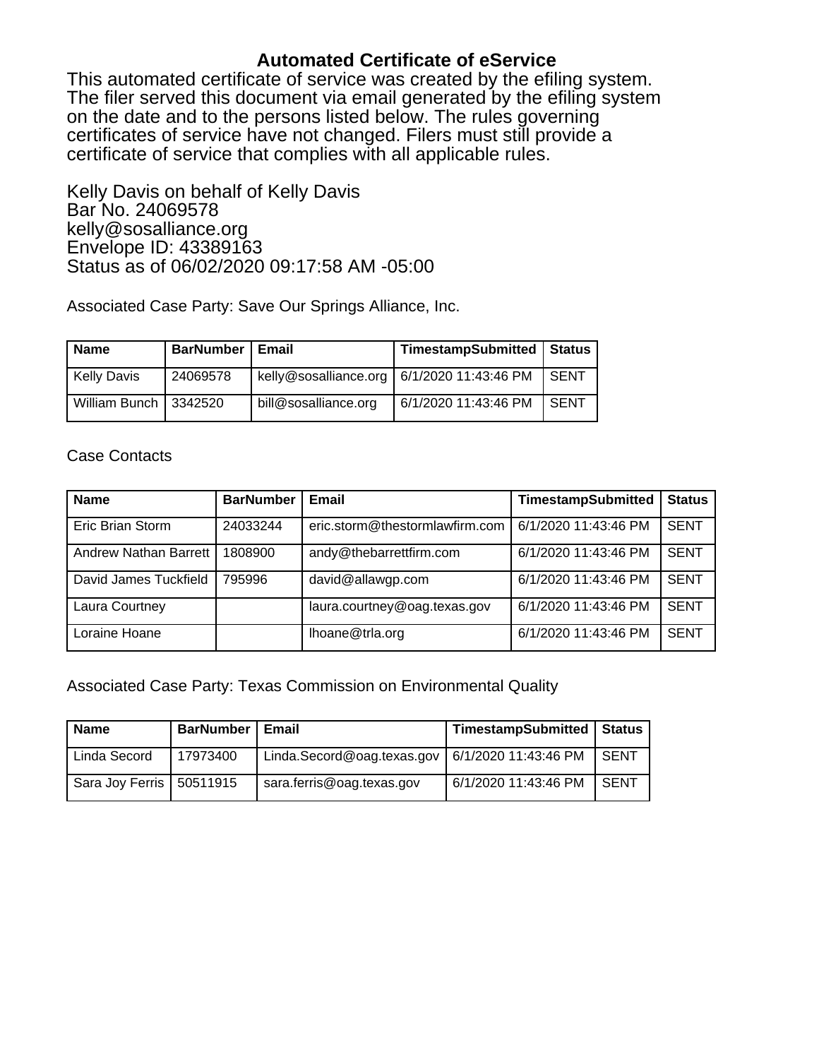# Automated Certificate of eService

This automated certificate of service was created by the efiling system. The filer served this document via email generated by the efiling system on the date and to the persons listed below. The rules governing certificates of service have not changed. Filers must still provide a certificate of service that complies with all applicable rules.

Kelly Davis on behalf of Kelly Davis
Bar No. 24069578
kelly@sosalliance.org
Envelope ID: 43389163
Status as of 06/02/2020 09:17:58 AM -05:00

Associated Case Party: Save Our Springs Alliance, Inc.

| Name | BarNumber | Email | TimestampSubmitted | Status |
|---|---|---|---|---|
| Kelly Davis | 24069578 | kelly@sosalliance.org | 6/1/2020 11:43:46 PM | SENT |
| William Bunch | 3342520 | bill@sosalliance.org | 6/1/2020 11:43:46 PM | SENT |

Case Contacts

| Name | BarNumber | Email | TimestampSubmitted | Status |
|---|---|---|---|---|
| Eric Brian Storm | 24033244 | eric.storm@thestormlawfirm.com | 6/1/2020 11:43:46 PM | SENT |
| Andrew Nathan Barrett | 1808900 | andy@thebarrettfirm.com | 6/1/2020 11:43:46 PM | SENT |
| David James Tuckfield | 795996 | david@allawgp.com | 6/1/2020 11:43:46 PM | SENT |
| Laura Courtney | | laura.courtney@oag.texas.gov | 6/1/2020 11:43:46 PM | SENT |
| Loraine Hoane | | lhoane@trla.org | 6/1/2020 11:43:46 PM | SENT |

Associated Case Party: Texas Commission on Environmental Quality

| Name | BarNumber | Email | TimestampSubmitted | Status |
|---|---|---|---|---|
| Linda Secord | 17973400 | Linda.Secord@oag.texas.gov | 6/1/2020 11:43:46 PM | SENT |
| Sara Joy Ferris | 50511915 | sara.ferris@oag.texas.gov | 6/1/2020 11:43:46 PM | SENT |